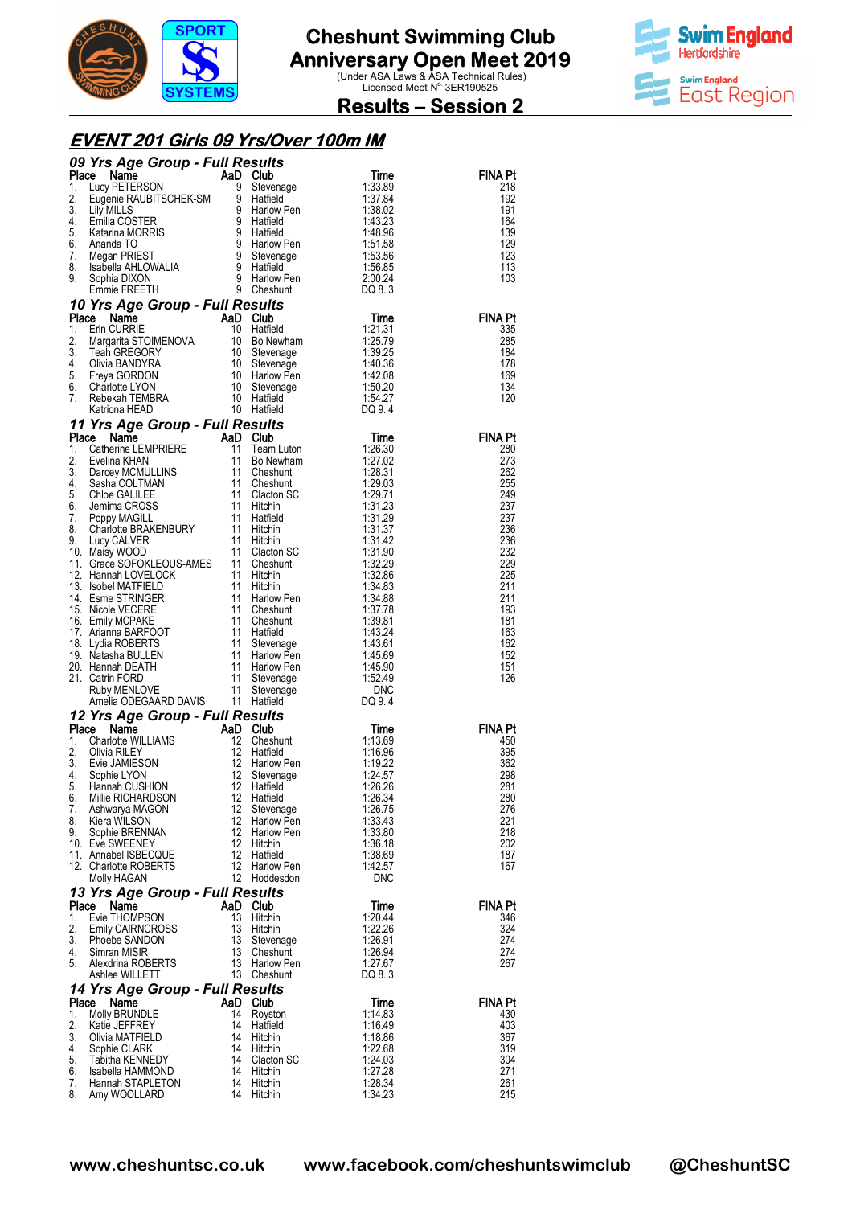# Cheshunt Swimming Club
# Anniversary Open Meet 2019

(Under ASA Laws & ASA Technical Rules)
Licensed Meet N° 3ER190525

## Results – Session 2

## EVENT 201 Girls 09 Yrs/Over 100m IM

### 09 Yrs Age Group - Full Results

| Place | Name | AaD | Club | Time | FINA Pt |
|---|---|---|---|---|---|
| 1. | Lucy PETERSON | 9 | Stevenage | 1:33.89 | 218 |
| 2. | Eugenie RAUBITSCHEK-SM | 9 | Hatfield | 1:37.84 | 192 |
| 3. | Lily MILLS | 9 | Harlow Pen | 1:38.02 | 191 |
| 4. | Emilia COSTER | 9 | Hatfield | 1:43.23 | 164 |
| 5. | Katarina MORRIS | 9 | Hatfield | 1:48.96 | 139 |
| 6. | Ananda TO | 9 | Harlow Pen | 1:51.58 | 129 |
| 7. | Megan PRIEST | 9 | Stevenage | 1:53.56 | 123 |
| 8. | Isabella AHLOWALIA | 9 | Hatfield | 1:56.85 | 113 |
| 9. | Sophia DIXON | 9 | Harlow Pen | 2:00.24 | 103 |
| | Emmie FREETH | 9 | Cheshunt | DQ 8. 3 | |

### 10 Yrs Age Group - Full Results

| Place | Name | AaD | Club | Time | FINA Pt |
|---|---|---|---|---|---|
| 1. | Erin CURRIE | 10 | Hatfield | 1:21.31 | 335 |
| 2. | Margarita STOIMENOVA | 10 | Bo Newham | 1:25.79 | 285 |
| 3. | Teah GREGORY | 10 | Stevenage | 1:39.25 | 184 |
| 4. | Olivia BANDYRA | 10 | Stevenage | 1:40.36 | 178 |
| 5. | Freya GORDON | 10 | Harlow Pen | 1:42.08 | 169 |
| 6. | Charlotte LYON | 10 | Stevenage | 1:50.20 | 134 |
| 7. | Rebekah TEMBRA | 10 | Hatfield | 1:54.27 | 120 |
| | Katriona HEAD | 10 | Hatfield | DQ 9. 4 | |

### 11 Yrs Age Group - Full Results

| Place | Name | AaD | Club | Time | FINA Pt |
|---|---|---|---|---|---|
| 1. | Catherine LEMPRIERE | 11 | Team Luton | 1:26.30 | 280 |
| 2. | Evelina KHAN | 11 | Bo Newham | 1:27.02 | 273 |
| 3. | Darcey MCMULLINS | 11 | Cheshunt | 1:28.31 | 262 |
| 4. | Sasha COLTMAN | 11 | Cheshunt | 1:29.03 | 255 |
| 5. | Chloe GALILEE | 11 | Clacton SC | 1:29.71 | 249 |
| 6. | Jemima CROSS | 11 | Hitchin | 1:31.23 | 237 |
| 7. | Poppy MAGILL | 11 | Hatfield | 1:31.29 | 237 |
| 8. | Charlotte BRAKENBURY | 11 | Hitchin | 1:31.37 | 236 |
| 9. | Lucy CALVER | 11 | Hitchin | 1:31.42 | 236 |
| 10. | Maisy WOOD | 11 | Clacton SC | 1:31.90 | 232 |
| 11. | Grace SOFOKLEOUS-AMES | 11 | Cheshunt | 1:32.29 | 229 |
| 12. | Hannah LOVELOCK | 11 | Hitchin | 1:32.86 | 225 |
| 13. | Isobel MATFIELD | 11 | Hitchin | 1:34.83 | 211 |
| 14. | Esme STRINGER | 11 | Harlow Pen | 1:34.88 | 211 |
| 15. | Nicole VECERE | 11 | Cheshunt | 1:37.78 | 193 |
| 16. | Emily MCPAKE | 11 | Cheshunt | 1:39.81 | 181 |
| 17. | Arianna BARFOOT | 11 | Hatfield | 1:43.24 | 163 |
| 18. | Lydia ROBERTS | 11 | Stevenage | 1:43.61 | 162 |
| 19. | Natasha BULLEN | 11 | Harlow Pen | 1:45.69 | 152 |
| 20. | Hannah DEATH | 11 | Harlow Pen | 1:45.90 | 151 |
| 21. | Catrin FORD | 11 | Stevenage | 1:52.49 | 126 |
| | Ruby MENLOVE | 11 | Stevenage | DNC | |
| | Amelia ODEGAARD DAVIS | 11 | Hatfield | DQ 9. 4 | |

### 12 Yrs Age Group - Full Results

| Place | Name | AaD | Club | Time | FINA Pt |
|---|---|---|---|---|---|
| 1. | Charlotte WILLIAMS | 12 | Cheshunt | 1:13.69 | 450 |
| 2. | Olivia RILEY | 12 | Hatfield | 1:16.96 | 395 |
| 3. | Evie JAMIESON | 12 | Harlow Pen | 1:19.22 | 362 |
| 4. | Sophie LYON | 12 | Stevenage | 1:24.57 | 298 |
| 5. | Hannah CUSHION | 12 | Hatfield | 1:26.26 | 281 |
| 6. | Millie RICHARDSON | 12 | Hatfield | 1:26.34 | 280 |
| 7. | Ashwarya MAGON | 12 | Stevenage | 1:26.75 | 276 |
| 8. | Kiera WILSON | 12 | Harlow Pen | 1:33.43 | 221 |
| 9. | Sophie BRENNAN | 12 | Harlow Pen | 1:33.80 | 218 |
| 10. | Eve SWEENEY | 12 | Hitchin | 1:36.18 | 202 |
| 11. | Annabel ISBECQUE | 12 | Hatfield | 1:38.69 | 187 |
| 12. | Charlotte ROBERTS | 12 | Harlow Pen | 1:42.57 | 167 |
| | Molly HAGAN | 12 | Hoddesdon | DNC | |

### 13 Yrs Age Group - Full Results

| Place | Name | AaD | Club | Time | FINA Pt |
|---|---|---|---|---|---|
| 1. | Evie THOMPSON | 13 | Hitchin | 1:20.44 | 346 |
| 2. | Emily CAIRNCROSS | 13 | Hitchin | 1:22.26 | 324 |
| 3. | Phoebe SANDON | 13 | Stevenage | 1:26.91 | 274 |
| 4. | Simran MISIR | 13 | Cheshunt | 1:26.94 | 274 |
| 5. | Alexdrina ROBERTS | 13 | Harlow Pen | 1:27.67 | 267 |
| | Ashlee WILLETT | 13 | Cheshunt | DQ 8. 3 | |

### 14 Yrs Age Group - Full Results

| Place | Name | AaD | Club | Time | FINA Pt |
|---|---|---|---|---|---|
| 1. | Molly BRUNDLE | 14 | Royston | 1:14.83 | 430 |
| 2. | Katie JEFFREY | 14 | Hatfield | 1:16.49 | 403 |
| 3. | Olivia MATFIELD | 14 | Hitchin | 1:18.86 | 367 |
| 4. | Sophie CLARK | 14 | Hitchin | 1:22.68 | 319 |
| 5. | Tabitha KENNEDY | 14 | Clacton SC | 1:24.03 | 304 |
| 6. | Isabella HAMMOND | 14 | Hitchin | 1:27.28 | 271 |
| 7. | Hannah STAPLETON | 14 | Hitchin | 1:28.34 | 261 |
| 8. | Amy WOOLLARD | 14 | Hitchin | 1:34.23 | 215 |

www.cheshuntsc.co.uk www.facebook.com/cheshuntswimclub @CheshuntSC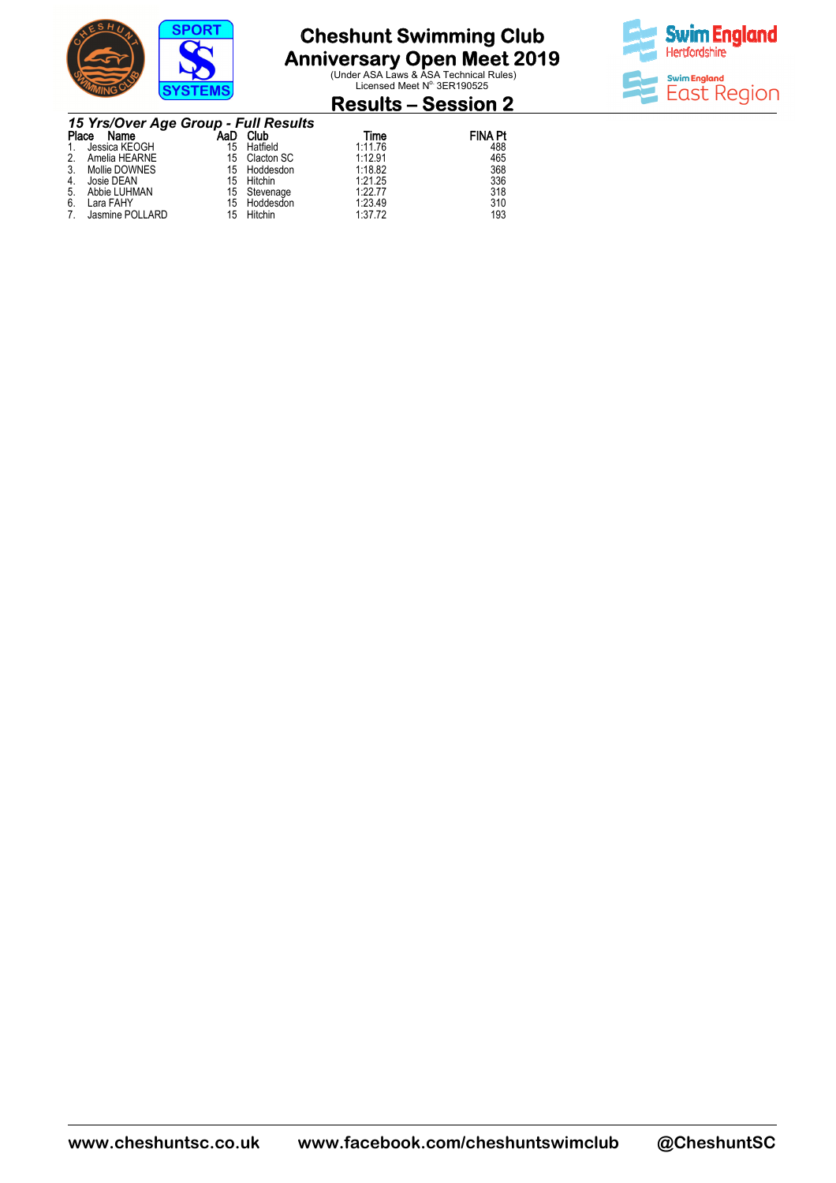# Cheshunt Swimming Club
# Anniversary Open Meet 2019

(Under ASA Laws & ASA Technical Rules)
Licensed Meet N°. 3ER190525

## Results – Session 2

### *15 Yrs/Over Age Group - Full Results*

| Place | Name | AaD | Club | Time | FINA Pt |
|---|---|---|---|---|---|
| 1. | Jessica KEOGH | 15 | Hatfield | 1:11.76 | 488 |
| 2. | Amelia HEARNE | 15 | Clacton SC | 1:12.91 | 465 |
| 3. | Mollie DOWNES | 15 | Hoddesdon | 1:18.82 | 368 |
| 4. | Josie DEAN | 15 | Hitchin | 1:21.25 | 336 |
| 5. | Abbie LUHMAN | 15 | Stevenage | 1:22.77 | 318 |
| 6. | Lara FAHY | 15 | Hoddesdon | 1:23.49 | 310 |
| 7. | Jasmine POLLARD | 15 | Hitchin | 1:37.72 | 193 |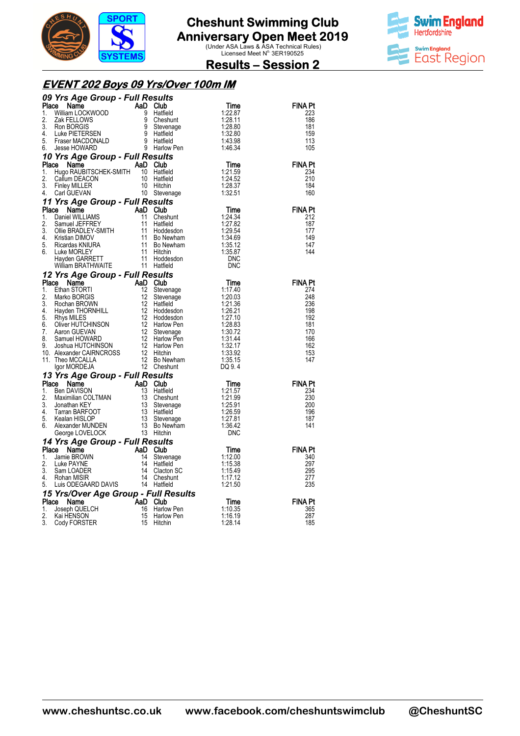# Cheshunt Swimming Club
# Anniversary Open Meet 2019

(Under ASA Laws & ASA Technical Rules)
Licensed Meet N° 3ER190525

## Results – Session 2

## EVENT 202 Boys 09 Yrs/Over 100m IM

### 09 Yrs Age Group - Full Results

| Place | Name | AaD | Club | Time | FINA Pt |
|---|---|---|---|---|---|
| 1. | William LOCKWOOD | 9 | Hatfield | 1:22.87 | 223 |
| 2. | Zak FELLOWS | 9 | Cheshunt | 1:28.11 | 186 |
| 3. | Ron BORGIS | 9 | Stevenage | 1:28.80 | 181 |
| 4. | Luke PIETERSEN | 9 | Hatfield | 1:32.80 | 159 |
| 5. | Fraser MACDONALD | 9 | Hatfield | 1:43.98 | 113 |
| 6. | Jesse HOWARD | 9 | Harlow Pen | 1:46.34 | 105 |

### 10 Yrs Age Group - Full Results

| Place | Name | AaD | Club | Time | FINA Pt |
|---|---|---|---|---|---|
| 1. | Hugo RAUBITSCHEK-SMITH | 10 | Hatfield | 1:21.59 | 234 |
| 2. | Callum DEACON | 10 | Hatfield | 1:24.52 | 210 |
| 3. | Finley MILLER | 10 | Hitchin | 1:28.37 | 184 |
| 4. | Carl GUEVAN | 10 | Stevenage | 1:32.51 | 160 |

### 11 Yrs Age Group - Full Results

| Place | Name | AaD | Club | Time | FINA Pt |
|---|---|---|---|---|---|
| 1. | Daniel WILLIAMS | 11 | Cheshunt | 1:24.34 | 212 |
| 2. | Samuel JEFFREY | 11 | Hatfield | 1:27.82 | 187 |
| 3. | Ollie BRADLEY-SMITH | 11 | Hoddesdon | 1:29.54 | 177 |
| 4. | Kristian DIMOV | 11 | Bo Newham | 1:34.69 | 149 |
| 5. | Ricardas KNIURA | 11 | Bo Newham | 1:35.12 | 147 |
| 6. | Luke MORLEY | 11 | Hitchin | 1:35.87 | 144 |
| | Hayden GARRETT | 11 | Hoddesdon | DNC | |
| | William BRATHWAITE | 11 | Hatfield | DNC | |

### 12 Yrs Age Group - Full Results

| Place | Name | AaD | Club | Time | FINA Pt |
|---|---|---|---|---|---|
| 1. | Ethan STORTI | 12 | Stevenage | 1:17.40 | 274 |
| 2. | Marko BORGIS | 12 | Stevenage | 1:20.03 | 248 |
| 3. | Rochan BROWN | 12 | Hatfield | 1:21.36 | 236 |
| 4. | Hayden THORNHILL | 12 | Hoddesdon | 1:26.21 | 198 |
| 5. | Rhys MILES | 12 | Hoddesdon | 1:27.10 | 192 |
| 6. | Oliver HUTCHINSON | 12 | Harlow Pen | 1:28.83 | 181 |
| 7. | Aaron GUEVAN | 12 | Stevenage | 1:30.72 | 170 |
| 8. | Samuel HOWARD | 12 | Harlow Pen | 1:31.44 | 166 |
| 9. | Joshua HUTCHINSON | 12 | Harlow Pen | 1:32.17 | 162 |
| 10. | Alexander CAIRNCROSS | 12 | Hitchin | 1:33.92 | 153 |
| 11. | Theo MCCALLA | 12 | Bo Newham | 1:35.15 | 147 |
| | Igor MORDEJA | 12 | Cheshunt | DQ 9. 4 | |

### 13 Yrs Age Group - Full Results

| Place | Name | AaD | Club | Time | FINA Pt |
|---|---|---|---|---|---|
| 1. | Ben DAVISON | 13 | Hatfield | 1:21.57 | 234 |
| 2. | Maximilian COLTMAN | 13 | Cheshunt | 1:21.99 | 230 |
| 3. | Jonathan KEY | 13 | Stevenage | 1:25.91 | 200 |
| 4. | Tarran BARFOOT | 13 | Hatfield | 1:26.59 | 196 |
| 5. | Kealan HISLOP | 13 | Stevenage | 1:27.81 | 187 |
| 6. | Alexander MUNDEN | 13 | Bo Newham | 1:36.42 | 141 |
| | George LOVELOCK | 13 | Hitchin | DNC | |

### 14 Yrs Age Group - Full Results

| Place | Name | AaD | Club | Time | FINA Pt |
|---|---|---|---|---|---|
| 1. | Jamie BROWN | 14 | Stevenage | 1:12.00 | 340 |
| 2. | Luke PAYNE | 14 | Hatfield | 1:15.38 | 297 |
| 3. | Sam LOADER | 14 | Clacton SC | 1:15.49 | 295 |
| 4. | Rohan MISIR | 14 | Cheshunt | 1:17.12 | 277 |
| 5. | Luis ODEGAARD DAVIS | 14 | Hatfield | 1:21.50 | 235 |

### 15 Yrs/Over Age Group - Full Results

| Place | Name | AaD | Club | Time | FINA Pt |
|---|---|---|---|---|---|
| 1. | Joseph QUELCH | 16 | Harlow Pen | 1:10.35 | 365 |
| 2. | Kai HENSON | 15 | Harlow Pen | 1:16.19 | 287 |
| 3. | Cody FORSTER | 15 | Hitchin | 1:28.14 | 185 |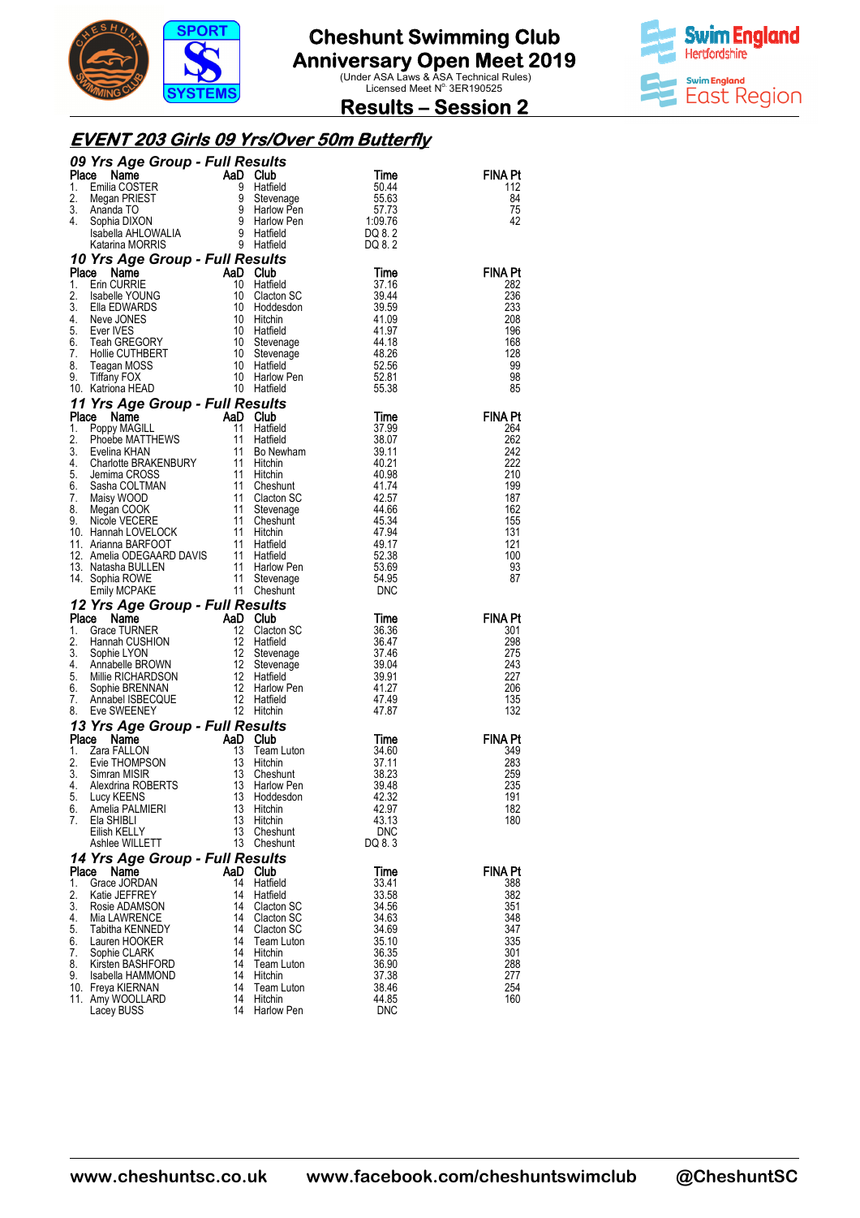# Cheshunt Swimming Club
## Anniversary Open Meet 2019
(Under ASA Laws & ASA Technical Rules)
Licensed Meet N° 3ER190525

## Results – Session 2

### *EVENT 203 Girls 09 Yrs/Over 50m Butterfly*

#### *09 Yrs Age Group - Full Results*

| Place | Name | AaD | Club | Time | FINA Pt |
|---|---|---|---|---|---|
| 1. | Emilia COSTER | 9 | Hatfield | 50.44 | 112 |
| 2. | Megan PRIEST | 9 | Stevenage | 55.63 | 84 |
| 3. | Ananda TO | 9 | Harlow Pen | 57.73 | 75 |
| 4. | Sophia DIXON | 9 | Harlow Pen | 1:09.76 | 42 |
| | Isabella AHLOWALIA | 9 | Hatfield | DQ 8. 2 | |
| | Katarina MORRIS | 9 | Hatfield | DQ 8. 2 | |

#### *10 Yrs Age Group - Full Results*

| Place | Name | AaD | Club | Time | FINA Pt |
|---|---|---|---|---|---|
| 1. | Erin CURRIE | 10 | Hatfield | 37.16 | 282 |
| 2. | Isabelle YOUNG | 10 | Clacton SC | 39.44 | 236 |
| 3. | Ella EDWARDS | 10 | Hoddesdon | 39.59 | 233 |
| 4. | Neve JONES | 10 | Hitchin | 41.09 | 208 |
| 5. | Ever IVES | 10 | Hatfield | 41.97 | 196 |
| 6. | Teah GREGORY | 10 | Stevenage | 44.18 | 168 |
| 7. | Hollie CUTHBERT | 10 | Stevenage | 48.26 | 128 |
| 8. | Teagan MOSS | 10 | Hatfield | 52.56 | 99 |
| 9. | Tiffany FOX | 10 | Harlow Pen | 52.81 | 98 |
| 10. | Katriona HEAD | 10 | Hatfield | 55.38 | 85 |

#### *11 Yrs Age Group - Full Results*

| Place | Name | AaD | Club | Time | FINA Pt |
|---|---|---|---|---|---|
| 1. | Poppy MAGILL | 11 | Hatfield | 37.99 | 264 |
| 2. | Phoebe MATTHEWS | 11 | Hatfield | 38.07 | 262 |
| 3. | Evelina KHAN | 11 | Bo Newham | 39.11 | 242 |
| 4. | Charlotte BRAKENBURY | 11 | Hitchin | 40.21 | 222 |
| 5. | Jemima CROSS | 11 | Hitchin | 40.98 | 210 |
| 6. | Sasha COLTMAN | 11 | Cheshunt | 41.74 | 199 |
| 7. | Maisy WOOD | 11 | Clacton SC | 42.57 | 187 |
| 8. | Megan COOK | 11 | Stevenage | 44.66 | 162 |
| 9. | Nicole VECERE | 11 | Cheshunt | 45.34 | 155 |
| 10. | Hannah LOVELOCK | 11 | Hitchin | 47.94 | 131 |
| 11. | Arianna BARFOOT | 11 | Hatfield | 49.17 | 121 |
| 12. | Amelia ODEGAARD DAVIS | 11 | Hatfield | 52.38 | 100 |
| 13. | Natasha BULLEN | 11 | Harlow Pen | 53.69 | 93 |
| 14. | Sophia ROWE | 11 | Stevenage | 54.95 | 87 |
| | Emily MCPAKE | 11 | Cheshunt | DNC | |

#### *12 Yrs Age Group - Full Results*

| Place | Name | AaD | Club | Time | FINA Pt |
|---|---|---|---|---|---|
| 1. | Grace TURNER | 12 | Clacton SC | 36.36 | 301 |
| 2. | Hannah CUSHION | 12 | Hatfield | 36.47 | 298 |
| 3. | Sophie LYON | 12 | Stevenage | 37.46 | 275 |
| 4. | Annabelle BROWN | 12 | Stevenage | 39.04 | 243 |
| 5. | Millie RICHARDSON | 12 | Hatfield | 39.91 | 227 |
| 6. | Sophie BRENNAN | 12 | Harlow Pen | 41.27 | 206 |
| 7. | Annabel ISBECQUE | 12 | Hatfield | 47.49 | 135 |
| 8. | Eve SWEENEY | 12 | Hitchin | 47.87 | 132 |

#### *13 Yrs Age Group - Full Results*

| Place | Name | AaD | Club | Time | FINA Pt |
|---|---|---|---|---|---|
| 1. | Zara FALLON | 13 | Team Luton | 34.60 | 349 |
| 2. | Evie THOMPSON | 13 | Hitchin | 37.11 | 283 |
| 3. | Simran MISIR | 13 | Cheshunt | 38.23 | 259 |
| 4. | Alexdrina ROBERTS | 13 | Harlow Pen | 39.48 | 235 |
| 5. | Lucy KEENS | 13 | Hoddesdon | 42.32 | 191 |
| 6. | Amelia PALMIERI | 13 | Hitchin | 42.97 | 182 |
| 7. | Ela SHIBLI | 13 | Hitchin | 43.13 | 180 |
| | Eilish KELLY | 13 | Cheshunt | DNC | |
| | Ashlee WILLETT | 13 | Cheshunt | DQ 8. 3 | |

#### *14 Yrs Age Group - Full Results*

| Place | Name | AaD | Club | Time | FINA Pt |
|---|---|---|---|---|---|
| 1. | Grace JORDAN | 14 | Hatfield | 33.41 | 388 |
| 2. | Katie JEFFREY | 14 | Hatfield | 33.58 | 382 |
| 3. | Rosie ADAMSON | 14 | Clacton SC | 34.56 | 351 |
| 4. | Mia LAWRENCE | 14 | Clacton SC | 34.63 | 348 |
| 5. | Tabitha KENNEDY | 14 | Clacton SC | 34.69 | 347 |
| 6. | Lauren HOOKER | 14 | Team Luton | 35.10 | 335 |
| 7. | Sophie CLARK | 14 | Hitchin | 36.35 | 301 |
| 8. | Kirsten BASHFORD | 14 | Team Luton | 36.90 | 288 |
| 9. | Isabella HAMMOND | 14 | Hitchin | 37.38 | 277 |
| 10. | Freya KIERNAN | 14 | Team Luton | 38.46 | 254 |
| 11. | Amy WOOLLARD | 14 | Hitchin | 44.85 | 160 |
| | Lacey BUSS | 14 | Harlow Pen | DNC | |

www.cheshuntsc.co.uk www.facebook.com/cheshuntswimclub @CheshuntSC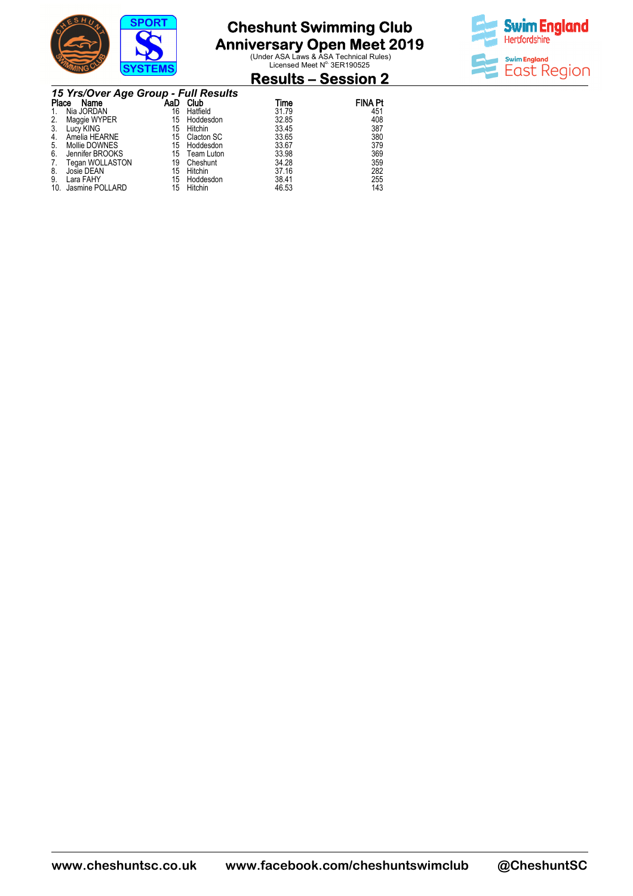# Cheshunt Swimming Club
# Anniversary Open Meet 2019

(Under ASA Laws & ASA Technical Rules)
Licensed Meet N° 3ER190525

## Results – Session 2

### *15 Yrs/Over Age Group - Full Results*

| Place | Name | AaD | Club | Time | FINA Pt |
|---|---|---|---|---|---|
| 1. | Nia JORDAN | 16 | Hatfield | 31.79 | 451 |
| 2. | Maggie WYPER | 15 | Hoddesdon | 32.85 | 408 |
| 3. | Lucy KING | 15 | Hitchin | 33.45 | 387 |
| 4. | Amelia HEARNE | 15 | Clacton SC | 33.65 | 380 |
| 5. | Mollie DOWNES | 15 | Hoddesdon | 33.67 | 379 |
| 6. | Jennifer BROOKS | 15 | Team Luton | 33.98 | 369 |
| 7. | Tegan WOLLASTON | 19 | Cheshunt | 34.28 | 359 |
| 8. | Josie DEAN | 15 | Hitchin | 37.16 | 282 |
| 9. | Lara FAHY | 15 | Hoddesdon | 38.41 | 255 |
| 10. | Jasmine POLLARD | 15 | Hitchin | 46.53 | 143 |

www.cheshuntsc.co.uk www.facebook.com/cheshuntswimclub @CheshuntSC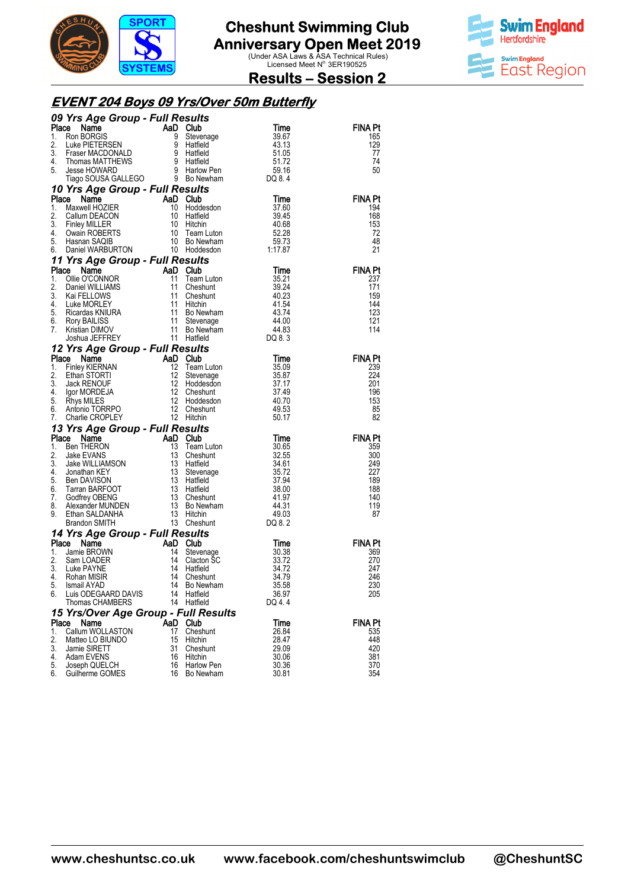# Cheshunt Swimming Club
# Anniversary Open Meet 2019

(Under ASA Laws & ASA Technical Rules)
Licensed Meet N° 3ER190525

## Results – Session 2

## EVENT 204 Boys 09 Yrs/Over 50m Butterfly

### 09 Yrs Age Group - Full Results

| Place | Name | AaD | Club | Time | FINA Pt |
|---|---|---|---|---|---|
| 1. | Ron BORGIS | 9 | Stevenage | 39.67 | 165 |
| 2. | Luke PIETERSEN | 9 | Hatfield | 43.13 | 129 |
| 3. | Fraser MACDONALD | 9 | Hatfield | 51.05 | 77 |
| 4. | Thomas MATTHEWS | 9 | Hatfield | 51.72 | 74 |
| 5. | Jesse HOWARD | 9 | Harlow Pen | 59.16 | 50 |
| | Tiago SOUSA GALLEGO | 9 | Bo Newham | DQ 8. 4 | |

### 10 Yrs Age Group - Full Results

| Place | Name | AaD | Club | Time | FINA Pt |
|---|---|---|---|---|---|
| 1. | Maxwell HOZIER | 10 | Hoddesdon | 37.60 | 194 |
| 2. | Callum DEACON | 10 | Hatfield | 39.45 | 168 |
| 3. | Finley MILLER | 10 | Hitchin | 40.68 | 153 |
| 4. | Owain ROBERTS | 10 | Team Luton | 52.28 | 72 |
| 5. | Hasnan SAQIB | 10 | Bo Newham | 59.73 | 48 |
| 6. | Daniel WARBURTON | 10 | Hoddesdon | 1:17.87 | 21 |

### 11 Yrs Age Group - Full Results

| Place | Name | AaD | Club | Time | FINA Pt |
|---|---|---|---|---|---|
| 1. | Ollie O'CONNOR | 11 | Team Luton | 35.21 | 237 |
| 2. | Daniel WILLIAMS | 11 | Cheshunt | 39.24 | 171 |
| 3. | Kai FELLOWS | 11 | Cheshunt | 40.23 | 159 |
| 4. | Luke MORLEY | 11 | Hitchin | 41.54 | 144 |
| 5. | Ricardas KNIURA | 11 | Bo Newham | 43.74 | 123 |
| 6. | Rory BAILISS | 11 | Stevenage | 44.00 | 121 |
| 7. | Kristian DIMOV | 11 | Bo Newham | 44.83 | 114 |
| | Joshua JEFFREY | 11 | Hatfield | DQ 8. 3 | |

### 12 Yrs Age Group - Full Results

| Place | Name | AaD | Club | Time | FINA Pt |
|---|---|---|---|---|---|
| 1. | Finley KIERNAN | 12 | Team Luton | 35.09 | 239 |
| 2. | Ethan STORTI | 12 | Stevenage | 35.87 | 224 |
| 3. | Jack RENOUF | 12 | Hoddesdon | 37.17 | 201 |
| 4. | Igor MORDEJA | 12 | Cheshunt | 37.49 | 196 |
| 5. | Rhys MILES | 12 | Hoddesdon | 40.70 | 153 |
| 6. | Antonio TORRPO | 12 | Cheshunt | 49.53 | 85 |
| 7. | Charlie CROPLEY | 12 | Hitchin | 50.17 | 82 |

### 13 Yrs Age Group - Full Results

| Place | Name | AaD | Club | Time | FINA Pt |
|---|---|---|---|---|---|
| 1. | Ben THERON | 13 | Team Luton | 30.65 | 359 |
| 2. | Jake EVANS | 13 | Cheshunt | 32.55 | 300 |
| 3. | Jake WILLIAMSON | 13 | Hatfield | 34.61 | 249 |
| 4. | Jonathan KEY | 13 | Stevenage | 35.72 | 227 |
| 5. | Ben DAVISON | 13 | Hatfield | 37.94 | 189 |
| 6. | Tarran BARFOOT | 13 | Hatfield | 38.00 | 188 |
| 7. | Godfrey OBENG | 13 | Cheshunt | 41.97 | 140 |
| 8. | Alexander MUNDEN | 13 | Bo Newham | 44.31 | 119 |
| 9. | Ethan SALDANHA | 13 | Hitchin | 49.03 | 87 |
| | Brandon SMITH | 13 | Cheshunt | DQ 8. 2 | |

### 14 Yrs Age Group - Full Results

| Place | Name | AaD | Club | Time | FINA Pt |
|---|---|---|---|---|---|
| 1. | Jamie BROWN | 14 | Stevenage | 30.38 | 369 |
| 2. | Sam LOADER | 14 | Clacton SC | 33.72 | 270 |
| 3. | Luke PAYNE | 14 | Hatfield | 34.72 | 247 |
| 4. | Rohan MISIR | 14 | Cheshunt | 34.79 | 246 |
| 5. | Ismail AYAD | 14 | Bo Newham | 35.58 | 230 |
| 6. | Luis ODEGAARD DAVIS | 14 | Hatfield | 36.97 | 205 |
| | Thomas CHAMBERS | 14 | Hatfield | DQ 4. 4 | |

### 15 Yrs/Over Age Group - Full Results

| Place | Name | AaD | Club | Time | FINA Pt |
|---|---|---|---|---|---|
| 1. | Callum WOLLASTON | 17 | Cheshunt | 26.84 | 535 |
| 2. | Matteo LO BIUNDO | 15 | Hitchin | 28.47 | 448 |
| 3. | Jamie SIRETT | 31 | Cheshunt | 29.09 | 420 |
| 4. | Adam EVENS | 16 | Hitchin | 30.06 | 381 |
| 5. | Joseph QUELCH | 16 | Harlow Pen | 30.36 | 370 |
| 6. | Guilherme GOMES | 16 | Bo Newham | 30.81 | 354 |

www.cheshuntsc.co.uk www.facebook.com/cheshuntswimclub @CheshuntSC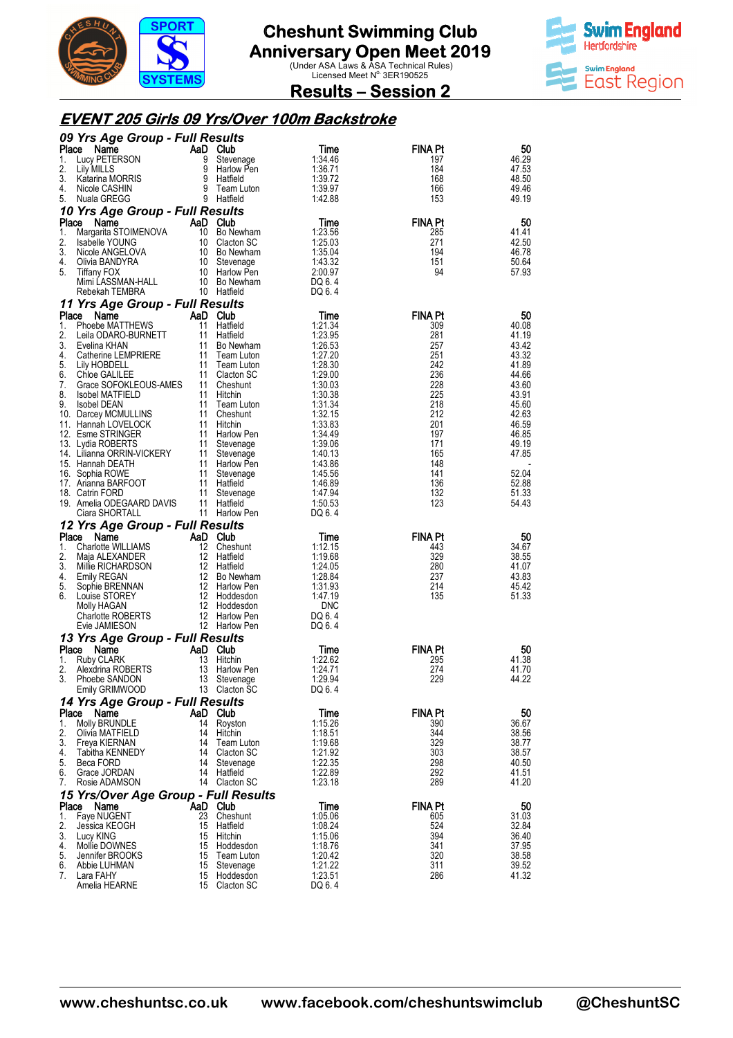# Cheshunt Swimming Club Anniversary Open Meet 2019

(Under ASA Laws & ASA Technical Rules)
Licensed Meet N° 3ER190525

## Results – Session 2

## EVENT 205 Girls 09 Yrs/Over 100m Backstroke

### 09 Yrs Age Group - Full Results

| Place | Name | AaD | Club | Time | FINA Pt | 50 |
|---|---|---|---|---|---|---|
| 1. | Lucy PETERSON | 9 | Stevenage | 1:34.46 | 197 | 46.29 |
| 2. | Lily MILLS | 9 | Harlow Pen | 1:36.71 | 184 | 47.53 |
| 3. | Katarina MORRIS | 9 | Hatfield | 1:39.72 | 168 | 48.50 |
| 4. | Nicole CASHIN | 9 | Team Luton | 1:39.97 | 166 | 49.46 |
| 5. | Nuala GREGG | 9 | Hatfield | 1:42.88 | 153 | 49.19 |

### 10 Yrs Age Group - Full Results

| Place | Name | AaD | Club | Time | FINA Pt | 50 |
|---|---|---|---|---|---|---|
| 1. | Margarita STOIMENOVA | 10 | Bo Newham | 1:23.56 | 285 | 41.41 |
| 2. | Isabelle YOUNG | 10 | Clacton SC | 1:25.03 | 271 | 42.50 |
| 3. | Nicole ANGELOVA | 10 | Bo Newham | 1:35.04 | 194 | 46.78 |
| 4. | Olivia BANDYRA | 10 | Stevenage | 1:43.32 | 151 | 50.64 |
| 5. | Tiffany FOX | 10 | Harlow Pen | 2:00.97 | 94 | 57.93 |
| | Mimi LASSMAN-HALL | 10 | Bo Newham | DQ 6. 4 | | |
| | Rebekah TEMBRA | 10 | Hatfield | DQ 6. 4 | | |

### 11 Yrs Age Group - Full Results

| Place | Name | AaD | Club | Time | FINA Pt | 50 |
|---|---|---|---|---|---|---|
| 1. | Phoebe MATTHEWS | 11 | Hatfield | 1:21.34 | 309 | 40.08 |
| 2. | Leila ODARO-BURNETT | 11 | Hatfield | 1:23.95 | 281 | 41.19 |
| 3. | Evelina KHAN | 11 | Bo Newham | 1:26.53 | 257 | 43.42 |
| 4. | Catherine LEMPRIERE | 11 | Team Luton | 1:27.20 | 251 | 43.32 |
| 5. | Lily HOBDELL | 11 | Team Luton | 1:28.30 | 242 | 41.89 |
| 6. | Chloe GALILEE | 11 | Clacton SC | 1:29.00 | 236 | 44.66 |
| 7. | Grace SOFOKLEOUS-AMES | 11 | Cheshunt | 1:30.03 | 228 | 43.60 |
| 8. | Isobel MATFIELD | 11 | Hitchin | 1:30.38 | 225 | 43.91 |
| 9. | Isobel DEAN | 11 | Team Luton | 1:31.34 | 218 | 45.60 |
| 10. | Darcey MCMULLINS | 11 | Cheshunt | 1:32.15 | 212 | 42.63 |
| 11. | Hannah LOVELOCK | 11 | Hitchin | 1:33.83 | 201 | 46.59 |
| 12. | Esme STRINGER | 11 | Harlow Pen | 1:34.49 | 197 | 46.85 |
| 13. | Lydia ROBERTS | 11 | Stevenage | 1:39.06 | 171 | 49.19 |
| 14. | Lilianna ORRIN-VICKERY | 11 | Stevenage | 1:40.13 | 165 | 47.85 |
| 15. | Hannah DEATH | 11 | Harlow Pen | 1:43.86 | 148 | - |
| 16. | Sophia ROWE | 11 | Stevenage | 1:45.56 | 141 | 52.04 |
| 17. | Arianna BARFOOT | 11 | Hatfield | 1:46.89 | 136 | 52.88 |
| 18. | Catrin FORD | 11 | Stevenage | 1:47.94 | 132 | 51.33 |
| 19. | Amelia ODEGAARD DAVIS | 11 | Hatfield | 1:50.53 | 123 | 54.43 |
| | Ciara SHORTALL | 11 | Harlow Pen | DQ 6. 4 | | |

### 12 Yrs Age Group - Full Results

| Place | Name | AaD | Club | Time | FINA Pt | 50 |
|---|---|---|---|---|---|---|
| 1. | Charlotte WILLIAMS | 12 | Cheshunt | 1:12.15 | 443 | 34.67 |
| 2. | Maja ALEXANDER | 12 | Hatfield | 1:19.68 | 329 | 38.55 |
| 3. | Millie RICHARDSON | 12 | Hatfield | 1:24.05 | 280 | 41.07 |
| 4. | Emily REGAN | 12 | Bo Newham | 1:28.84 | 237 | 43.83 |
| 5. | Sophie BRENNAN | 12 | Harlow Pen | 1:31.93 | 214 | 45.42 |
| 6. | Louise STOREY | 12 | Hoddesdon | 1:47.19 | 135 | 51.33 |
| | Molly HAGAN | 12 | Hoddesdon | DNC | | |
| | Charlotte ROBERTS | 12 | Harlow Pen | DQ 6. 4 | | |
| | Evie JAMIESON | 12 | Harlow Pen | DQ 6. 4 | | |

### 13 Yrs Age Group - Full Results

| Place | Name | AaD | Club | Time | FINA Pt | 50 |
|---|---|---|---|---|---|---|
| 1. | Ruby CLARK | 13 | Hitchin | 1:22.62 | 295 | 41.38 |
| 2. | Alexdrina ROBERTS | 13 | Harlow Pen | 1:24.71 | 274 | 41.70 |
| 3. | Phoebe SANDON | 13 | Stevenage | 1:29.94 | 229 | 44.22 |
| | Emily GRIMWOOD | 13 | Clacton SC | DQ 6. 4 | | |

### 14 Yrs Age Group - Full Results

| Place | Name | AaD | Club | Time | FINA Pt | 50 |
|---|---|---|---|---|---|---|
| 1. | Molly BRUNDLE | 14 | Royston | 1:15.26 | 390 | 36.67 |
| 2. | Olivia MATFIELD | 14 | Hitchin | 1:18.51 | 344 | 38.56 |
| 3. | Freya KIERNAN | 14 | Team Luton | 1:19.68 | 329 | 38.77 |
| 4. | Tabitha KENNEDY | 14 | Clacton SC | 1:21.92 | 303 | 38.57 |
| 5. | Beca FORD | 14 | Stevenage | 1:22.35 | 298 | 40.50 |
| 6. | Grace JORDAN | 14 | Hatfield | 1:22.89 | 292 | 41.51 |
| 7. | Rosie ADAMSON | 14 | Clacton SC | 1:23.18 | 289 | 41.20 |

### 15 Yrs/Over Age Group - Full Results

| Place | Name | AaD | Club | Time | FINA Pt | 50 |
|---|---|---|---|---|---|---|
| 1. | Faye NUGENT | 23 | Cheshunt | 1:05.06 | 605 | 31.03 |
| 2. | Jessica KEOGH | 15 | Hatfield | 1:08.24 | 524 | 32.84 |
| 3. | Lucy KING | 15 | Hitchin | 1:15.06 | 394 | 36.40 |
| 4. | Mollie DOWNES | 15 | Hoddesdon | 1:18.76 | 341 | 37.95 |
| 5. | Jennifer BROOKS | 15 | Team Luton | 1:20.42 | 320 | 38.58 |
| 6. | Abbie LUHMAN | 15 | Stevenage | 1:21.22 | 311 | 39.52 |
| 7. | Lara FAHY | 15 | Hoddesdon | 1:23.51 | 286 | 41.32 |
| | Amelia HEARNE | 15 | Clacton SC | DQ 6. 4 | | |

www.cheshuntsc.co.uk www.facebook.com/cheshuntswimclub @CheshuntSC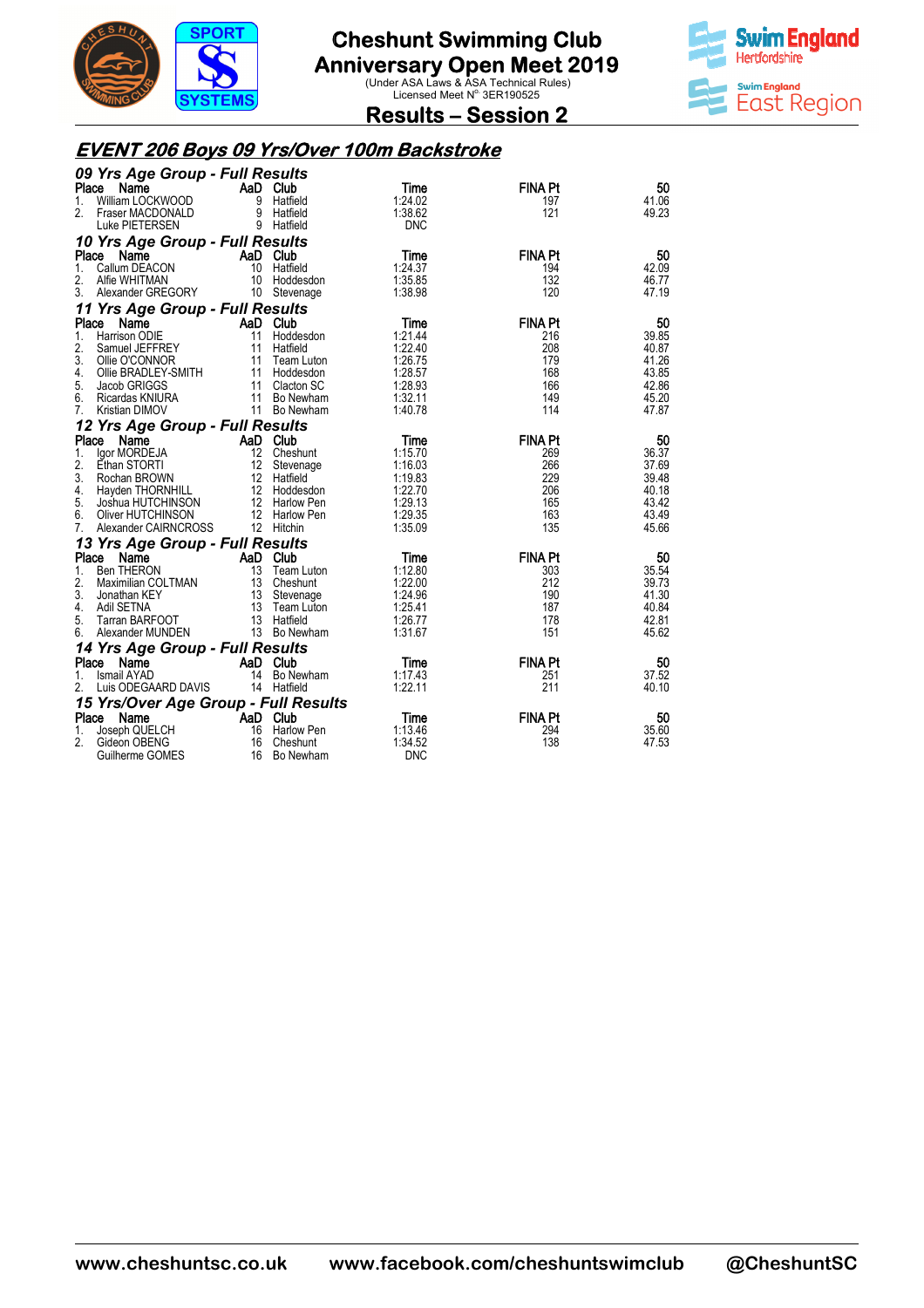# Cheshunt Swimming Club
## Anniversary Open Meet 2019

(Under ASA Laws & ASA Technical Rules)
Licensed Meet N° 3ER190525

## Results – Session 2

## EVENT 206 Boys 09 Yrs/Over 100m Backstroke

### 09 Yrs Age Group - Full Results

| Place | Name | AaD | Club | Time | FINA Pt | 50 |
|---|---|---|---|---|---|---|
| 1. | William LOCKWOOD | 9 | Hatfield | 1:24.02 | 197 | 41.06 |
| 2. | Fraser MACDONALD | 9 | Hatfield | 1:38.62 | 121 | 49.23 |
| | Luke PIETERSEN | 9 | Hatfield | DNC | | |

### 10 Yrs Age Group - Full Results

| Place | Name | AaD | Club | Time | FINA Pt | 50 |
|---|---|---|---|---|---|---|
| 1. | Callum DEACON | 10 | Hatfield | 1:24.37 | 194 | 42.09 |
| 2. | Alfie WHITMAN | 10 | Hoddesdon | 1:35.85 | 132 | 46.77 |
| 3. | Alexander GREGORY | 10 | Stevenage | 1:38.98 | 120 | 47.19 |

### 11 Yrs Age Group - Full Results

| Place | Name | AaD | Club | Time | FINA Pt | 50 |
|---|---|---|---|---|---|---|
| 1. | Harrison ODIE | 11 | Hoddesdon | 1:21.44 | 216 | 39.85 |
| 2. | Samuel JEFFREY | 11 | Hatfield | 1:22.40 | 208 | 40.87 |
| 3. | Ollie O'CONNOR | 11 | Team Luton | 1:26.75 | 179 | 41.26 |
| 4. | Ollie BRADLEY-SMITH | 11 | Hoddesdon | 1:28.57 | 168 | 43.85 |
| 5. | Jacob GRIGGS | 11 | Clacton SC | 1:28.93 | 166 | 42.86 |
| 6. | Ricardas KNIURA | 11 | Bo Newham | 1:32.11 | 149 | 45.20 |
| 7. | Kristian DIMOV | 11 | Bo Newham | 1:40.78 | 114 | 47.87 |

### 12 Yrs Age Group - Full Results

| Place | Name | AaD | Club | Time | FINA Pt | 50 |
|---|---|---|---|---|---|---|
| 1. | Igor MORDEJA | 12 | Cheshunt | 1:15.70 | 269 | 36.37 |
| 2. | Ethan STORTI | 12 | Stevenage | 1:16.03 | 266 | 37.69 |
| 3. | Rochan BROWN | 12 | Hatfield | 1:19.83 | 229 | 39.48 |
| 4. | Hayden THORNHILL | 12 | Hoddesdon | 1:22.70 | 206 | 40.18 |
| 5. | Joshua HUTCHINSON | 12 | Harlow Pen | 1:29.13 | 165 | 43.42 |
| 6. | Oliver HUTCHINSON | 12 | Harlow Pen | 1:29.35 | 163 | 43.49 |
| 7. | Alexander CAIRNCROSS | 12 | Hitchin | 1:35.09 | 135 | 45.66 |

### 13 Yrs Age Group - Full Results

| Place | Name | AaD | Club | Time | FINA Pt | 50 |
|---|---|---|---|---|---|---|
| 1. | Ben THERON | 13 | Team Luton | 1:12.80 | 303 | 35.54 |
| 2. | Maximilian COLTMAN | 13 | Cheshunt | 1:22.00 | 212 | 39.73 |
| 3. | Jonathan KEY | 13 | Stevenage | 1:24.96 | 190 | 41.30 |
| 4. | Adil SETNA | 13 | Team Luton | 1:25.41 | 187 | 40.84 |
| 5. | Tarran BARFOOT | 13 | Hatfield | 1:26.77 | 178 | 42.81 |
| 6. | Alexander MUNDEN | 13 | Bo Newham | 1:31.67 | 151 | 45.62 |

### 14 Yrs Age Group - Full Results

| Place | Name | AaD | Club | Time | FINA Pt | 50 |
|---|---|---|---|---|---|---|
| 1. | Ismail AYAD | 14 | Bo Newham | 1:17.43 | 251 | 37.52 |
| 2. | Luis ODEGAARD DAVIS | 14 | Hatfield | 1:22.11 | 211 | 40.10 |

### 15 Yrs/Over Age Group - Full Results

| Place | Name | AaD | Club | Time | FINA Pt | 50 |
|---|---|---|---|---|---|---|
| 1. | Joseph QUELCH | 16 | Harlow Pen | 1:13.46 | 294 | 35.60 |
| 2. | Gideon OBENG | 16 | Cheshunt | 1:34.52 | 138 | 47.53 |
| | Guilherme GOMES | 16 | Bo Newham | DNC | | |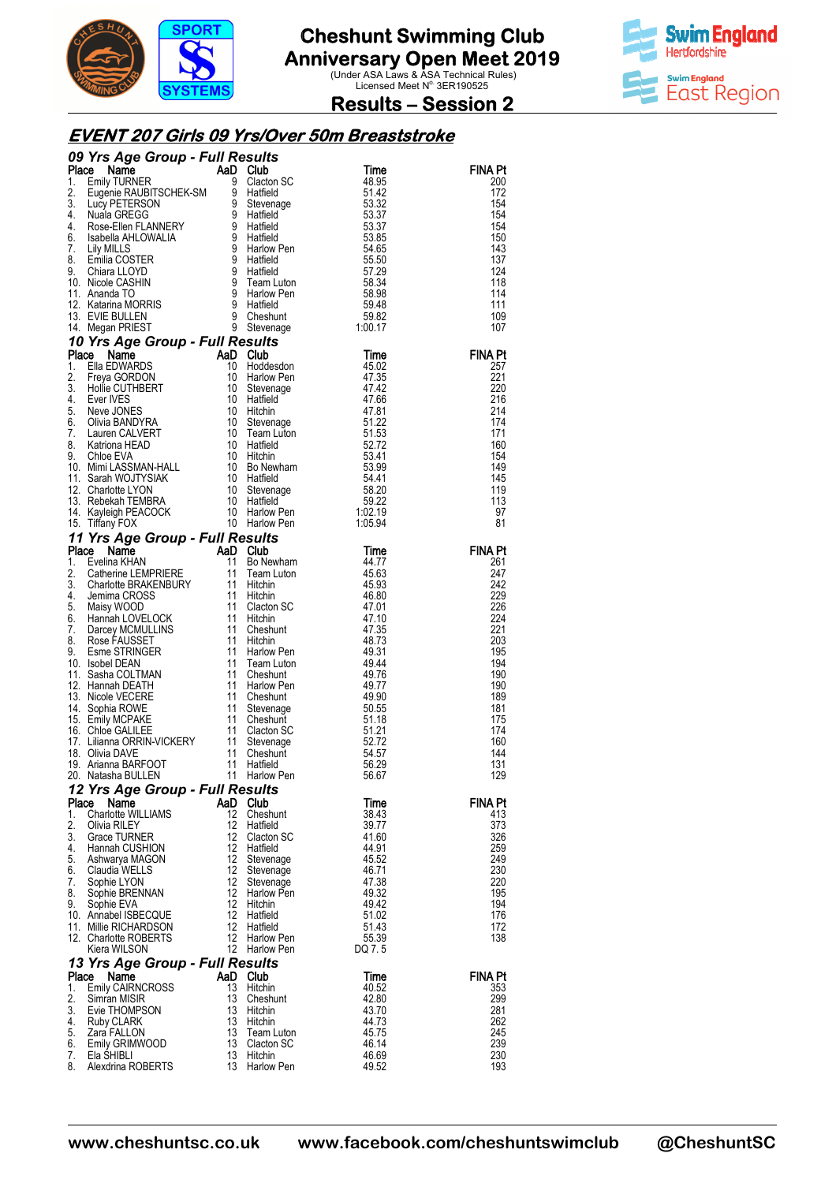## EVENT 207 Girls 09 Yrs/Over 50m Breaststroke

### 09 Yrs Age Group - Full Results

| Place | Name | AaD | Club | Time | FINA Pt |
|---|---|---|---|---|---|
| 1. | Emily TURNER | 9 | Clacton SC | 48.95 | 200 |
| 2. | Eugenie RAUBITSCHEK-SM | 9 | Hatfield | 51.42 | 172 |
| 3. | Lucy PETERSON | 9 | Stevenage | 53.32 | 154 |
| 4. | Nuala GREGG | 9 | Hatfield | 53.37 | 154 |
| 4. | Rose-Ellen FLANNERY | 9 | Hatfield | 53.37 | 154 |
| 6. | Isabella AHLOWALIA | 9 | Hatfield | 53.85 | 150 |
| 7. | Lily MILLS | 9 | Harlow Pen | 54.65 | 143 |
| 8. | Emilia COSTER | 9 | Hatfield | 55.50 | 137 |
| 9. | Chiara LLOYD | 9 | Hatfield | 57.29 | 124 |
| 10. | Nicole CASHIN | 9 | Team Luton | 58.34 | 118 |
| 11. | Ananda TO | 9 | Harlow Pen | 58.98 | 114 |
| 12. | Katarina MORRIS | 9 | Hatfield | 59.48 | 111 |
| 13. | EVIE BULLEN | 9 | Cheshunt | 59.82 | 109 |
| 14. | Megan PRIEST | 9 | Stevenage | 1:00.17 | 107 |

### 10 Yrs Age Group - Full Results

| Place | Name | AaD | Club | Time | FINA Pt |
|---|---|---|---|---|---|
| 1. | Ella EDWARDS | 10 | Hoddesdon | 45.02 | 257 |
| 2. | Freya GORDON | 10 | Harlow Pen | 47.35 | 221 |
| 3. | Hollie CUTHBERT | 10 | Stevenage | 47.42 | 220 |
| 4. | Ever IVES | 10 | Hatfield | 47.66 | 216 |
| 5. | Neve JONES | 10 | Hitchin | 47.81 | 214 |
| 6. | Olivia BANDYRA | 10 | Stevenage | 51.22 | 174 |
| 7. | Lauren CALVERT | 10 | Team Luton | 51.53 | 171 |
| 8. | Katriona HEAD | 10 | Hatfield | 52.72 | 160 |
| 9. | Chloe EVA | 10 | Hitchin | 53.41 | 154 |
| 10. | Mimi LASSMAN-HALL | 10 | Bo Newham | 53.99 | 149 |
| 11. | Sarah WOJTYSIAK | 10 | Hatfield | 54.41 | 145 |
| 12. | Charlotte LYON | 10 | Stevenage | 58.20 | 119 |
| 13. | Rebekah TEMBRA | 10 | Hatfield | 59.22 | 113 |
| 14. | Kayleigh PEACOCK | 10 | Harlow Pen | 1:02.19 | 97 |
| 15. | Tiffany FOX | 10 | Harlow Pen | 1:05.94 | 81 |

### 11 Yrs Age Group - Full Results

| Place | Name | AaD | Club | Time | FINA Pt |
|---|---|---|---|---|---|
| 1. | Evelina KHAN | 11 | Bo Newham | 44.77 | 261 |
| 2. | Catherine LEMPRIERE | 11 | Team Luton | 45.63 | 247 |
| 3. | Charlotte BRAKENBURY | 11 | Hitchin | 45.93 | 242 |
| 4. | Jemima CROSS | 11 | Hitchin | 46.80 | 229 |
| 5. | Maisy WOOD | 11 | Clacton SC | 47.01 | 226 |
| 6. | Hannah LOVELOCK | 11 | Hitchin | 47.10 | 224 |
| 7. | Darcey MCMULLINS | 11 | Cheshunt | 47.35 | 221 |
| 8. | Rose FAUSSET | 11 | Hitchin | 48.73 | 203 |
| 9. | Esme STRINGER | 11 | Harlow Pen | 49.31 | 195 |
| 10. | Isobel DEAN | 11 | Team Luton | 49.44 | 194 |
| 11. | Sasha COLTMAN | 11 | Cheshunt | 49.76 | 190 |
| 12. | Hannah DEATH | 11 | Harlow Pen | 49.77 | 190 |
| 13. | Nicole VECERE | 11 | Cheshunt | 49.90 | 189 |
| 14. | Sophia ROWE | 11 | Stevenage | 50.55 | 181 |
| 15. | Emily MCPAKE | 11 | Cheshunt | 51.18 | 175 |
| 16. | Chloe GALILEE | 11 | Clacton SC | 51.21 | 174 |
| 17. | Lilianna ORRIN-VICKERY | 11 | Stevenage | 52.72 | 160 |
| 18. | Olivia DAVE | 11 | Cheshunt | 54.57 | 144 |
| 19. | Arianna BARFOOT | 11 | Hatfield | 56.29 | 131 |
| 20. | Natasha BULLEN | 11 | Harlow Pen | 56.67 | 129 |

### 12 Yrs Age Group - Full Results

| Place | Name | AaD | Club | Time | FINA Pt |
|---|---|---|---|---|---|
| 1. | Charlotte WILLIAMS | 12 | Cheshunt | 38.43 | 413 |
| 2. | Olivia RILEY | 12 | Hatfield | 39.77 | 373 |
| 3. | Grace TURNER | 12 | Clacton SC | 41.60 | 326 |
| 4. | Hannah CUSHION | 12 | Hatfield | 44.91 | 259 |
| 5. | Ashwarya MAGON | 12 | Stevenage | 45.52 | 249 |
| 6. | Claudia WELLS | 12 | Stevenage | 46.71 | 230 |
| 7. | Sophie LYON | 12 | Stevenage | 47.38 | 220 |
| 8. | Sophie BRENNAN | 12 | Harlow Pen | 49.32 | 195 |
| 9. | Sophie EVA | 12 | Hitchin | 49.42 | 194 |
| 10. | Annabel ISBECQUE | 12 | Hatfield | 51.02 | 176 |
| 11. | Millie RICHARDSON | 12 | Hatfield | 51.43 | 172 |
| 12. | Charlotte ROBERTS | 12 | Harlow Pen | 55.39 | 138 |
| | Kiera WILSON | 12 | Harlow Pen | DQ 7. 5 | |

### 13 Yrs Age Group - Full Results

| Place | Name | AaD | Club | Time | FINA Pt |
|---|---|---|---|---|---|
| 1. | Emily CAIRNCROSS | 13 | Hitchin | 40.52 | 353 |
| 2. | Simran MISIR | 13 | Cheshunt | 42.80 | 299 |
| 3. | Evie THOMPSON | 13 | Hitchin | 43.70 | 281 |
| 4. | Ruby CLARK | 13 | Hitchin | 44.73 | 262 |
| 5. | Zara FALLON | 13 | Team Luton | 45.75 | 245 |
| 6. | Emily GRIMWOOD | 13 | Clacton SC | 46.14 | 239 |
| 7. | Ela SHIBLI | 13 | Hitchin | 46.69 | 230 |
| 8. | Alexdrina ROBERTS | 13 | Harlow Pen | 49.52 | 193 |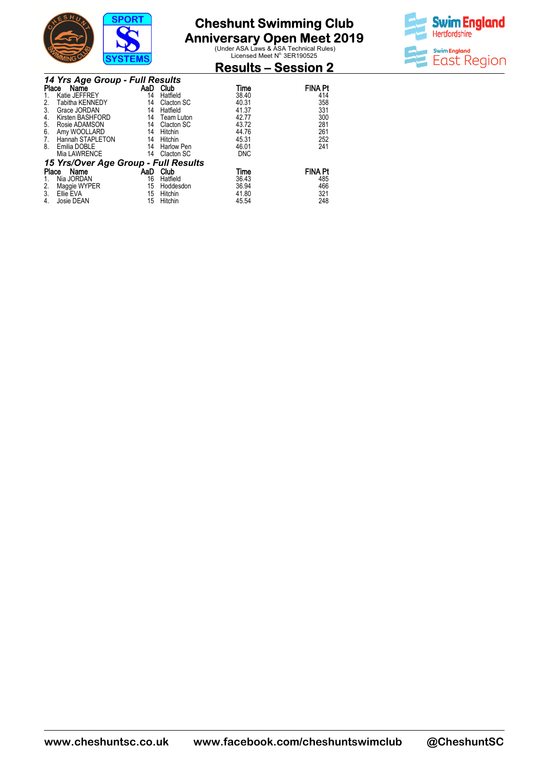# Cheshunt Swimming Club
# Anniversary Open Meet 2019

(Under ASA Laws & ASA Technical Rules)
Licensed Meet N° 3ER190525

## Results – Session 2

### 14 Yrs Age Group - Full Results

| Place | Name | AaD | Club | Time | FINA Pt |
|---|---|---|---|---|---|
| 1. | Katie JEFFREY | 14 | Hatfield | 38.40 | 414 |
| 2. | Tabitha KENNEDY | 14 | Clacton SC | 40.31 | 358 |
| 3. | Grace JORDAN | 14 | Hatfield | 41.37 | 331 |
| 4. | Kirsten BASHFORD | 14 | Team Luton | 42.77 | 300 |
| 5. | Rosie ADAMSON | 14 | Clacton SC | 43.72 | 281 |
| 6. | Amy WOOLLARD | 14 | Hitchin | 44.76 | 261 |
| 7. | Hannah STAPLETON | 14 | Hitchin | 45.31 | 252 |
| 8. | Emilia DOBLE | 14 | Harlow Pen | 46.01 | 241 |
| | Mia LAWRENCE | 14 | Clacton SC | DNC | |

### 15 Yrs/Over Age Group - Full Results

| Place | Name | AaD | Club | Time | FINA Pt |
|---|---|---|---|---|---|
| 1. | Nia JORDAN | 16 | Hatfield | 36.43 | 485 |
| 2. | Maggie WYPER | 15 | Hoddesdon | 36.94 | 466 |
| 3. | Ellie EVA | 15 | Hitchin | 41.80 | 321 |
| 4. | Josie DEAN | 15 | Hitchin | 45.54 | 248 |

www.cheshuntsc.co.uk www.facebook.com/cheshuntswimclub @CheshuntSC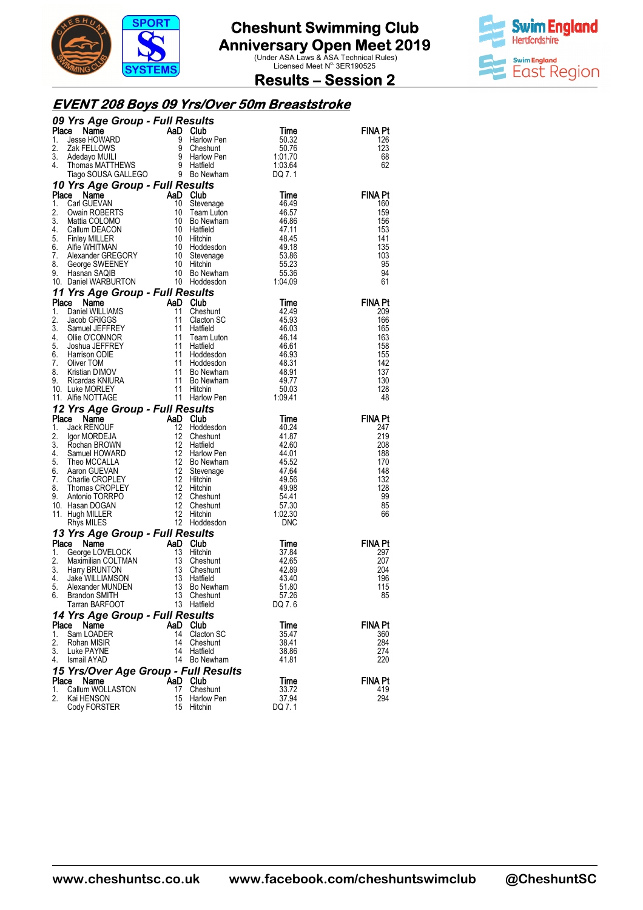# Cheshunt Swimming Club Anniversary Open Meet 2019

(Under ASA Laws & ASA Technical Rules)
Licensed Meet N° 3ER190525

## Results – Session 2

## EVENT 208 Boys 09 Yrs/Over 50m Breaststroke

### 09 Yrs Age Group - Full Results

| Place | Name | AaD | Club | Time | FINA Pt |
|---|---|---|---|---|---|
| 1. | Jesse HOWARD | 9 | Harlow Pen | 50.32 | 126 |
| 2. | Zak FELLOWS | 9 | Cheshunt | 50.76 | 123 |
| 3. | Adedayo MUILI | 9 | Harlow Pen | 1:01.70 | 68 |
| 4. | Thomas MATTHEWS | 9 | Hatfield | 1:03.64 | 62 |
| | Tiago SOUSA GALLEGO | 9 | Bo Newham | DQ 7. 1 | |

### 10 Yrs Age Group - Full Results

| Place | Name | AaD | Club | Time | FINA Pt |
|---|---|---|---|---|---|
| 1. | Carl GUEVAN | 10 | Stevenage | 46.49 | 160 |
| 2. | Owain ROBERTS | 10 | Team Luton | 46.57 | 159 |
| 3. | Mattia COLOMO | 10 | Bo Newham | 46.86 | 156 |
| 4. | Callum DEACON | 10 | Hatfield | 47.11 | 153 |
| 5. | Finley MILLER | 10 | Hitchin | 48.45 | 141 |
| 6. | Alfie WHITMAN | 10 | Hoddesdon | 49.18 | 135 |
| 7. | Alexander GREGORY | 10 | Stevenage | 53.86 | 103 |
| 8. | George SWEENEY | 10 | Hitchin | 55.23 | 95 |
| 9. | Hasnan SAQIB | 10 | Bo Newham | 55.36 | 94 |
| 10. | Daniel WARBURTON | 10 | Hoddesdon | 1:04.09 | 61 |

### 11 Yrs Age Group - Full Results

| Place | Name | AaD | Club | Time | FINA Pt |
|---|---|---|---|---|---|
| 1. | Daniel WILLIAMS | 11 | Cheshunt | 42.49 | 209 |
| 2. | Jacob GRIGGS | 11 | Clacton SC | 45.93 | 166 |
| 3. | Samuel JEFFREY | 11 | Hatfield | 46.03 | 165 |
| 4. | Ollie O'CONNOR | 11 | Team Luton | 46.14 | 163 |
| 5. | Joshua JEFFREY | 11 | Hatfield | 46.61 | 158 |
| 6. | Harrison ODIE | 11 | Hoddesdon | 46.93 | 155 |
| 7. | Oliver TOM | 11 | Hoddesdon | 48.31 | 142 |
| 8. | Kristian DIMOV | 11 | Bo Newham | 48.91 | 137 |
| 9. | Ricardas KNIURA | 11 | Bo Newham | 49.77 | 130 |
| 10. | Luke MORLEY | 11 | Hitchin | 50.03 | 128 |
| 11. | Alfie NOTTAGE | 11 | Harlow Pen | 1:09.41 | 48 |

### 12 Yrs Age Group - Full Results

| Place | Name | AaD | Club | Time | FINA Pt |
|---|---|---|---|---|---|
| 1. | Jack RENOUF | 12 | Hoddesdon | 40.24 | 247 |
| 2. | Igor MORDEJA | 12 | Cheshunt | 41.87 | 219 |
| 3. | Rochan BROWN | 12 | Hatfield | 42.60 | 208 |
| 4. | Samuel HOWARD | 12 | Harlow Pen | 44.01 | 188 |
| 5. | Theo MCCALLA | 12 | Bo Newham | 45.52 | 170 |
| 6. | Aaron GUEVAN | 12 | Stevenage | 47.64 | 148 |
| 7. | Charlie CROPLEY | 12 | Hitchin | 49.56 | 132 |
| 8. | Thomas CROPLEY | 12 | Hitchin | 49.98 | 128 |
| 9. | Antonio TORRPO | 12 | Cheshunt | 54.41 | 99 |
| 10. | Hasan DOGAN | 12 | Cheshunt | 57.30 | 85 |
| 11. | Hugh MILLER | 12 | Hitchin | 1:02.30 | 66 |
| | Rhys MILES | 12 | Hoddesdon | DNC | |

### 13 Yrs Age Group - Full Results

| Place | Name | AaD | Club | Time | FINA Pt |
|---|---|---|---|---|---|
| 1. | George LOVELOCK | 13 | Hitchin | 37.84 | 297 |
| 2. | Maximilian COLTMAN | 13 | Cheshunt | 42.65 | 207 |
| 3. | Harry BRUNTON | 13 | Cheshunt | 42.89 | 204 |
| 4. | Jake WILLIAMSON | 13 | Hatfield | 43.40 | 196 |
| 5. | Alexander MUNDEN | 13 | Bo Newham | 51.80 | 115 |
| 6. | Brandon SMITH | 13 | Cheshunt | 57.26 | 85 |
| | Tarran BARFOOT | 13 | Hatfield | DQ 7. 6 | |

### 14 Yrs Age Group - Full Results

| Place | Name | AaD | Club | Time | FINA Pt |
|---|---|---|---|---|---|
| 1. | Sam LOADER | 14 | Clacton SC | 35.47 | 360 |
| 2. | Rohan MISIR | 14 | Cheshunt | 38.41 | 284 |
| 3. | Luke PAYNE | 14 | Hatfield | 38.86 | 274 |
| 4. | Ismail AYAD | 14 | Bo Newham | 41.81 | 220 |

### 15 Yrs/Over Age Group - Full Results

| Place | Name | AaD | Club | Time | FINA Pt |
|---|---|---|---|---|---|
| 1. | Callum WOLLASTON | 17 | Cheshunt | 33.72 | 419 |
| 2. | Kai HENSON | 15 | Harlow Pen | 37.94 | 294 |
| | Cody FORSTER | 15 | Hitchin | DQ 7. 1 | |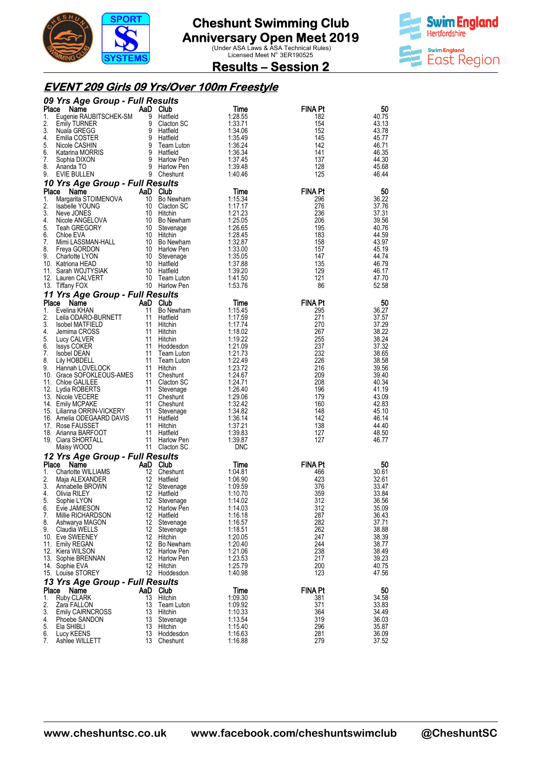# Cheshunt Swimming Club
# Anniversary Open Meet 2019

(Under ASA Laws & ASA Technical Rules)
Licensed Meet N° 3ER190525

## Results – Session 2

## EVENT 209 Girls 09 Yrs/Over 100m Freestyle

### 09 Yrs Age Group - Full Results

| Place | Name | AaD | Club | Time | FINA Pt | 50 |
|---|---|---|---|---|---|---|
| 1. | Eugenie RAUBITSCHEK-SM | 9 | Hatfield | 1:28.55 | 182 | 40.75 |
| 2. | Emily TURNER | 9 | Clacton SC | 1:33.71 | 154 | 43.13 |
| 3. | Nuala GREGG | 9 | Hatfield | 1:34.06 | 152 | 43.78 |
| 4. | Emilia COSTER | 9 | Hatfield | 1:35.49 | 145 | 45.77 |
| 5. | Nicole CASHIN | 9 | Team Luton | 1:36.24 | 142 | 46.71 |
| 6. | Katarina MORRIS | 9 | Hatfield | 1:36.34 | 141 | 46.35 |
| 7. | Sophia DIXON | 9 | Harlow Pen | 1:37.45 | 137 | 44.30 |
| 8. | Ananda TO | 9 | Harlow Pen | 1:39.48 | 128 | 45.68 |
| 9. | EVIE BULLEN | 9 | Cheshunt | 1:40.46 | 125 | 46.44 |

### 10 Yrs Age Group - Full Results

| Place | Name | AaD | Club | Time | FINA Pt | 50 |
|---|---|---|---|---|---|---|
| 1. | Margarita STOIMENOVA | 10 | Bo Newham | 1:15.34 | 296 | 36.22 |
| 2. | Isabelle YOUNG | 10 | Clacton SC | 1:17.17 | 276 | 37.76 |
| 3. | Neve JONES | 10 | Hitchin | 1:21.23 | 236 | 37.31 |
| 4. | Nicole ANGELOVA | 10 | Bo Newham | 1:25.05 | 206 | 39.56 |
| 5. | Teah GREGORY | 10 | Stevenage | 1:26.65 | 195 | 40.76 |
| 6. | Chloe EVA | 10 | Hitchin | 1:28.45 | 183 | 44.59 |
| 7. | Mimi LASSMAN-HALL | 10 | Bo Newham | 1:32.87 | 158 | 43.97 |
| 8. | Freya GORDON | 10 | Harlow Pen | 1:33.00 | 157 | 45.19 |
| 9. | Charlotte LYON | 10 | Stevenage | 1:35.05 | 147 | 44.74 |
| 10. | Katriona HEAD | 10 | Hatfield | 1:37.88 | 135 | 46.79 |
| 11. | Sarah WOJTYSIAK | 10 | Hatfield | 1:39.20 | 129 | 46.17 |
| 12. | Lauren CALVERT | 10 | Team Luton | 1:41.50 | 121 | 47.70 |
| 13. | Tiffany FOX | 10 | Harlow Pen | 1:53.76 | 86 | 52.58 |

### 11 Yrs Age Group - Full Results

| Place | Name | AaD | Club | Time | FINA Pt | 50 |
|---|---|---|---|---|---|---|
| 1. | Evelina KHAN | 11 | Bo Newham | 1:15.45 | 295 | 36.27 |
| 2. | Leila ODARO-BURNETT | 11 | Hatfield | 1:17.59 | 271 | 37.57 |
| 3. | Isobel MATFIELD | 11 | Hitchin | 1:17.74 | 270 | 37.29 |
| 4. | Jemima CROSS | 11 | Hitchin | 1:18.02 | 267 | 38.22 |
| 5. | Lucy CALVER | 11 | Hitchin | 1:19.22 | 255 | 38.24 |
| 6. | Issys COKER | 11 | Hoddesdon | 1:21.09 | 237 | 37.32 |
| 7. | Isobel DEAN | 11 | Team Luton | 1:21.73 | 232 | 38.65 |
| 8. | Lily HOBDELL | 11 | Team Luton | 1:22.49 | 226 | 38.58 |
| 9. | Hannah LOVELOCK | 11 | Hitchin | 1:23.72 | 216 | 39.56 |
| 10. | Grace SOFOKLEOUS-AMES | 11 | Cheshunt | 1:24.67 | 209 | 39.40 |
| 11. | Chloe GALILEE | 11 | Clacton SC | 1:24.71 | 208 | 40.34 |
| 12. | Lydia ROBERTS | 11 | Stevenage | 1:26.40 | 196 | 41.19 |
| 13. | Nicole VECERE | 11 | Cheshunt | 1:29.06 | 179 | 43.09 |
| 14. | Emily MCPAKE | 11 | Cheshunt | 1:32.42 | 160 | 42.83 |
| 15. | Lilianna ORRIN-VICKERY | 11 | Stevenage | 1:34.82 | 148 | 45.10 |
| 16. | Amelia ODEGAARD DAVIS | 11 | Hatfield | 1:36.14 | 142 | 46.14 |
| 17. | Rose FAUSSET | 11 | Hitchin | 1:37.21 | 138 | 44.40 |
| 18. | Arianna BARFOOT | 11 | Hatfield | 1:39.83 | 127 | 48.50 |
| 19. | Ciara SHORTALL | 11 | Harlow Pen | 1:39.87 | 127 | 46.77 |
| | Maisy WOOD | 11 | Clacton SC | DNC | | |

### 12 Yrs Age Group - Full Results

| Place | Name | AaD | Club | Time | FINA Pt | 50 |
|---|---|---|---|---|---|---|
| 1. | Charlotte WILLIAMS | 12 | Cheshunt | 1:04.81 | 466 | 30.61 |
| 2. | Maja ALEXANDER | 12 | Hatfield | 1:06.90 | 423 | 32.61 |
| 3. | Annabelle BROWN | 12 | Stevenage | 1:09.59 | 376 | 33.47 |
| 4. | Olivia RILEY | 12 | Hatfield | 1:10.70 | 359 | 33.84 |
| 5. | Sophie LYON | 12 | Stevenage | 1:14.02 | 312 | 36.56 |
| 6. | Evie JAMIESON | 12 | Harlow Pen | 1:14.03 | 312 | 35.09 |
| 7. | Millie RICHARDSON | 12 | Hatfield | 1:16.18 | 287 | 36.43 |
| 8. | Ashwarya MAGON | 12 | Stevenage | 1:16.57 | 282 | 37.71 |
| 9. | Claudia WELLS | 12 | Stevenage | 1:18.51 | 262 | 38.88 |
| 10. | Eve SWEENEY | 12 | Hitchin | 1:20.05 | 247 | 38.39 |
| 11. | Emily REGAN | 12 | Bo Newham | 1:20.40 | 244 | 38.77 |
| 12. | Kiera WILSON | 12 | Harlow Pen | 1:21.06 | 238 | 38.49 |
| 13. | Sophie BRENNAN | 12 | Harlow Pen | 1:23.53 | 217 | 39.23 |
| 14. | Sophie EVA | 12 | Hitchin | 1:25.79 | 200 | 40.75 |
| 15. | Louise STOREY | 12 | Hoddesdon | 1:40.98 | 123 | 47.56 |

### 13 Yrs Age Group - Full Results

| Place | Name | AaD | Club | Time | FINA Pt | 50 |
|---|---|---|---|---|---|---|
| 1. | Ruby CLARK | 13 | Hitchin | 1:09.30 | 381 | 34.58 |
| 2. | Zara FALLON | 13 | Team Luton | 1:09.92 | 371 | 33.83 |
| 3. | Emily CAIRNCROSS | 13 | Hitchin | 1:10.33 | 364 | 34.49 |
| 4. | Phoebe SANDON | 13 | Stevenage | 1:13.54 | 319 | 36.03 |
| 5. | Ela SHIBLI | 13 | Hitchin | 1:15.40 | 296 | 35.87 |
| 6. | Lucy KEENS | 13 | Hoddesdon | 1:16.63 | 281 | 36.09 |
| 7. | Ashlee WILLETT | 13 | Cheshunt | 1:16.88 | 279 | 37.52 |

www.cheshuntsc.co.uk    www.facebook.com/cheshuntswimclub    @CheshuntSC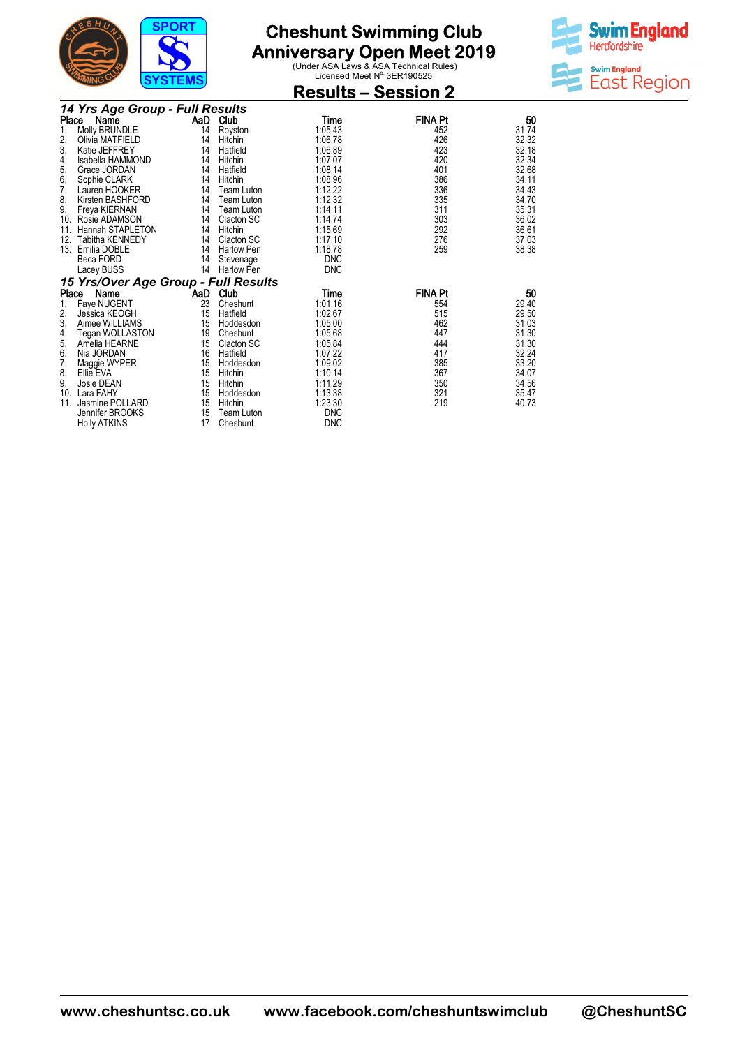# Cheshunt Swimming Club Anniversary Open Meet 2019

(Under ASA Laws & ASA Technical Rules)
Licensed Meet N° 3ER190525

## Results – Session 2

### 14 Yrs Age Group - Full Results

| Place | Name | AaD | Club | Time | FINA Pt | 50 |
|---|---|---|---|---|---|---|
| 1. | Molly BRUNDLE | 14 | Royston | 1:05.43 | 452 | 31.74 |
| 2. | Olivia MATFIELD | 14 | Hitchin | 1:06.78 | 426 | 32.32 |
| 3. | Katie JEFFREY | 14 | Hatfield | 1:06.89 | 423 | 32.18 |
| 4. | Isabella HAMMOND | 14 | Hitchin | 1:07.07 | 420 | 32.34 |
| 5. | Grace JORDAN | 14 | Hatfield | 1:08.14 | 401 | 32.68 |
| 6. | Sophie CLARK | 14 | Hitchin | 1:08.96 | 386 | 34.11 |
| 7. | Lauren HOOKER | 14 | Team Luton | 1:12.22 | 336 | 34.43 |
| 8. | Kirsten BASHFORD | 14 | Team Luton | 1:12.32 | 335 | 34.70 |
| 9. | Freya KIERNAN | 14 | Team Luton | 1:14.11 | 311 | 35.31 |
| 10. | Rosie ADAMSON | 14 | Clacton SC | 1:14.74 | 303 | 36.02 |
| 11. | Hannah STAPLETON | 14 | Hitchin | 1:15.69 | 292 | 36.61 |
| 12. | Tabitha KENNEDY | 14 | Clacton SC | 1:17.10 | 276 | 37.03 |
| 13. | Emilia DOBLE | 14 | Harlow Pen | 1:18.78 | 259 | 38.38 |
| | Beca FORD | 14 | Stevenage | DNC | | |
| | Lacey BUSS | 14 | Harlow Pen | DNC | | |

### 15 Yrs/Over Age Group - Full Results

| Place | Name | AaD | Club | Time | FINA Pt | 50 |
|---|---|---|---|---|---|---|
| 1. | Faye NUGENT | 23 | Cheshunt | 1:01.16 | 554 | 29.40 |
| 2. | Jessica KEOGH | 15 | Hatfield | 1:02.67 | 515 | 29.50 |
| 3. | Aimee WILLIAMS | 15 | Hoddesdon | 1:05.00 | 462 | 31.03 |
| 4. | Tegan WOLLASTON | 19 | Cheshunt | 1:05.68 | 447 | 31.30 |
| 5. | Amelia HEARNE | 15 | Clacton SC | 1:05.84 | 444 | 31.30 |
| 6. | Nia JORDAN | 16 | Hatfield | 1:07.22 | 417 | 32.24 |
| 7. | Maggie WYPER | 15 | Hoddesdon | 1:09.02 | 385 | 33.20 |
| 8. | Ellie EVA | 15 | Hitchin | 1:10.14 | 367 | 34.07 |
| 9. | Josie DEAN | 15 | Hitchin | 1:11.29 | 350 | 34.56 |
| 10. | Lara FAHY | 15 | Hoddesdon | 1:13.38 | 321 | 35.47 |
| 11. | Jasmine POLLARD | 15 | Hitchin | 1:23.30 | 219 | 40.73 |
| | Jennifer BROOKS | 15 | Team Luton | DNC | | |
| | Holly ATKINS | 17 | Cheshunt | DNC | | |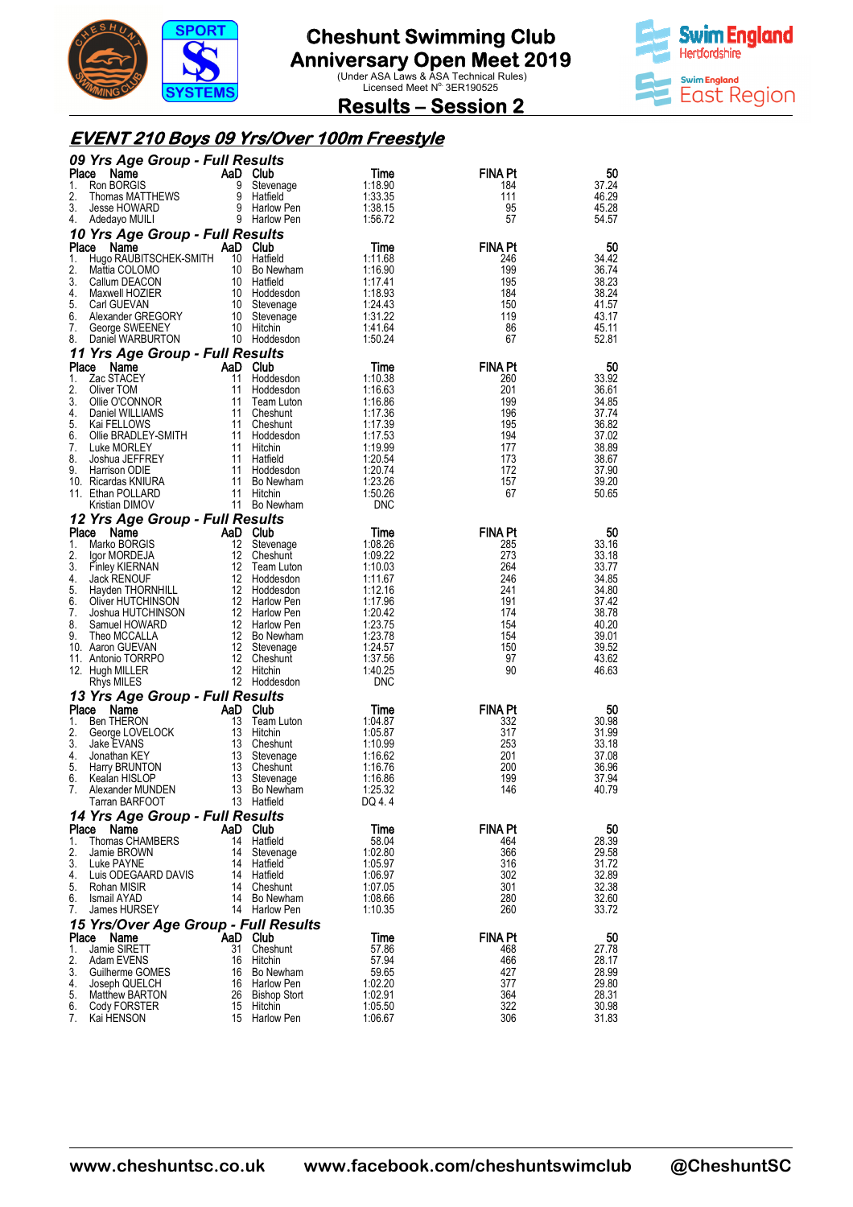# Cheshunt Swimming Club
# Anniversary Open Meet 2019

(Under ASA Laws & ASA Technical Rules)
Licensed Meet N° 3ER190525

## Results – Session 2

## EVENT 210 Boys 09 Yrs/Over 100m Freestyle

### 09 Yrs Age Group - Full Results

| Place | Name | AaD | Club | Time | FINA Pt | 50 |
|---|---|---|---|---|---|---|
| 1. | Ron BORGIS | 9 | Stevenage | 1:18.90 | 184 | 37.24 |
| 2. | Thomas MATTHEWS | 9 | Hatfield | 1:33.35 | 111 | 46.29 |
| 3. | Jesse HOWARD | 9 | Harlow Pen | 1:38.15 | 95 | 45.28 |
| 4. | Adedayo MUILI | 9 | Harlow Pen | 1:56.72 | 57 | 54.57 |

### 10 Yrs Age Group - Full Results

| Place | Name | AaD | Club | Time | FINA Pt | 50 |
|---|---|---|---|---|---|---|
| 1. | Hugo RAUBITSCHEK-SMITH | 10 | Hatfield | 1:11.68 | 246 | 34.42 |
| 2. | Mattia COLOMO | 10 | Bo Newham | 1:16.90 | 199 | 36.74 |
| 3. | Callum DEACON | 10 | Hatfield | 1:17.41 | 195 | 38.23 |
| 4. | Maxwell HOZIER | 10 | Hoddesdon | 1:18.93 | 184 | 38.24 |
| 5. | Carl GUEVAN | 10 | Stevenage | 1:24.43 | 150 | 41.57 |
| 6. | Alexander GREGORY | 10 | Stevenage | 1:31.22 | 119 | 43.17 |
| 7. | George SWEENEY | 10 | Hitchin | 1:41.64 | 86 | 45.11 |
| 8. | Daniel WARBURTON | 10 | Hoddesdon | 1:50.24 | 67 | 52.81 |

### 11 Yrs Age Group - Full Results

| Place | Name | AaD | Club | Time | FINA Pt | 50 |
|---|---|---|---|---|---|---|
| 1. | Zac STACEY | 11 | Hoddesdon | 1:10.38 | 260 | 33.92 |
| 2. | Oliver TOM | 11 | Hoddesdon | 1:16.63 | 201 | 36.61 |
| 3. | Ollie O'CONNOR | 11 | Team Luton | 1:16.86 | 199 | 34.85 |
| 4. | Daniel WILLIAMS | 11 | Cheshunt | 1:17.36 | 196 | 37.74 |
| 5. | Kai FELLOWS | 11 | Cheshunt | 1:17.39 | 195 | 36.82 |
| 6. | Ollie BRADLEY-SMITH | 11 | Hoddesdon | 1:17.53 | 194 | 37.02 |
| 7. | Luke MORLEY | 11 | Hitchin | 1:19.99 | 177 | 38.89 |
| 8. | Joshua JEFFREY | 11 | Hatfield | 1:20.54 | 173 | 38.67 |
| 9. | Harrison ODIE | 11 | Hoddesdon | 1:20.74 | 172 | 37.90 |
| 10. | Ricardas KNIURA | 11 | Bo Newham | 1:23.26 | 157 | 39.20 |
| 11. | Ethan POLLARD | 11 | Hitchin | 1:50.26 | 67 | 50.65 |
| | Kristian DIMOV | 11 | Bo Newham | DNC | | |

### 12 Yrs Age Group - Full Results

| Place | Name | AaD | Club | Time | FINA Pt | 50 |
|---|---|---|---|---|---|---|
| 1. | Marko BORGIS | 12 | Stevenage | 1:08.26 | 285 | 33.16 |
| 2. | Igor MORDEJA | 12 | Cheshunt | 1:09.22 | 273 | 33.18 |
| 3. | Finley KIERNAN | 12 | Team Luton | 1:10.03 | 264 | 33.77 |
| 4. | Jack RENOUF | 12 | Hoddesdon | 1:11.67 | 246 | 34.85 |
| 5. | Hayden THORNHILL | 12 | Hoddesdon | 1:12.16 | 241 | 34.80 |
| 6. | Oliver HUTCHINSON | 12 | Harlow Pen | 1:17.96 | 191 | 37.42 |
| 7. | Joshua HUTCHINSON | 12 | Harlow Pen | 1:20.42 | 174 | 38.78 |
| 8. | Samuel HOWARD | 12 | Harlow Pen | 1:23.75 | 154 | 40.20 |
| 9. | Theo MCCALLA | 12 | Bo Newham | 1:23.78 | 154 | 39.01 |
| 10. | Aaron GUEVAN | 12 | Stevenage | 1:24.57 | 150 | 39.52 |
| 11. | Antonio TORRPO | 12 | Cheshunt | 1:37.56 | 97 | 43.62 |
| 12. | Hugh MILLER | 12 | Hitchin | 1:40.25 | 90 | 46.63 |
| | Rhys MILES | 12 | Hoddesdon | DNC | | |

### 13 Yrs Age Group - Full Results

| Place | Name | AaD | Club | Time | FINA Pt | 50 |
|---|---|---|---|---|---|---|
| 1. | Ben THERON | 13 | Team Luton | 1:04.87 | 332 | 30.98 |
| 2. | George LOVELOCK | 13 | Hitchin | 1:05.87 | 317 | 31.99 |
| 3. | Jake EVANS | 13 | Cheshunt | 1:10.99 | 253 | 33.18 |
| 4. | Jonathan KEY | 13 | Stevenage | 1:16.62 | 201 | 37.08 |
| 5. | Harry BRUNTON | 13 | Cheshunt | 1:16.76 | 200 | 36.96 |
| 6. | Kealan HISLOP | 13 | Stevenage | 1:16.86 | 199 | 37.94 |
| 7. | Alexander MUNDEN | 13 | Bo Newham | 1:25.32 | 146 | 40.79 |
| | Tarran BARFOOT | 13 | Hatfield | DQ 4. 4 | | |

### 14 Yrs Age Group - Full Results

| Place | Name | AaD | Club | Time | FINA Pt | 50 |
|---|---|---|---|---|---|---|
| 1. | Thomas CHAMBERS | 14 | Hatfield | 58.04 | 464 | 28.39 |
| 2. | Jamie BROWN | 14 | Stevenage | 1:02.80 | 366 | 29.58 |
| 3. | Luke PAYNE | 14 | Hatfield | 1:05.97 | 316 | 31.72 |
| 4. | Luis ODEGAARD DAVIS | 14 | Hatfield | 1:06.97 | 302 | 32.89 |
| 5. | Rohan MISIR | 14 | Cheshunt | 1:07.05 | 301 | 32.38 |
| 6. | Ismail AYAD | 14 | Bo Newham | 1:08.66 | 280 | 32.60 |
| 7. | James HURSEY | 14 | Harlow Pen | 1:10.35 | 260 | 33.72 |

### 15 Yrs/Over Age Group - Full Results

| Place | Name | AaD | Club | Time | FINA Pt | 50 |
|---|---|---|---|---|---|---|
| 1. | Jamie SIRETT | 31 | Cheshunt | 57.86 | 468 | 27.78 |
| 2. | Adam EVENS | 16 | Hitchin | 57.94 | 466 | 28.17 |
| 3. | Guilherme GOMES | 16 | Bo Newham | 59.65 | 427 | 28.99 |
| 4. | Joseph QUELCH | 16 | Harlow Pen | 1:02.20 | 377 | 29.80 |
| 5. | Matthew BARTON | 26 | Bishop Stort | 1:02.91 | 364 | 28.31 |
| 6. | Cody FORSTER | 15 | Hitchin | 1:05.50 | 322 | 30.98 |
| 7. | Kai HENSON | 15 | Harlow Pen | 1:06.67 | 306 | 31.83 |

www.cheshuntsc.co.uk www.facebook.com/cheshuntswimclub @CheshuntSC